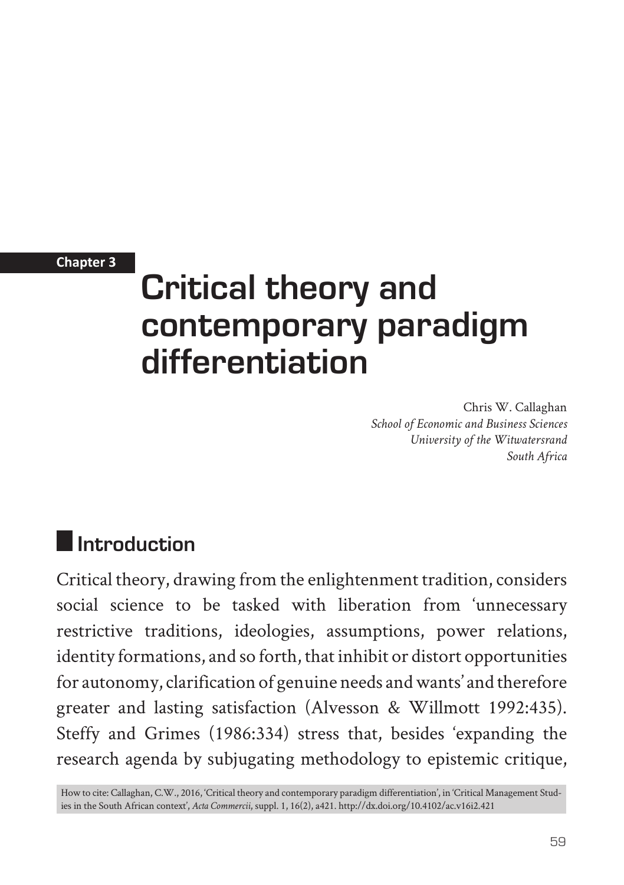Chapter 3

# Critical theory and contemporary paradigm differentiation

Chris W. Callaghan
*School of Economic and Business Sciences*
*University of the Witwatersrand*
*South Africa*

## Introduction

Critical theory, drawing from the enlightenment tradition, considers social science to be tasked with liberation from 'unnecessary restrictive traditions, ideologies, assumptions, power relations, identity formations, and so forth, that inhibit or distort opportunities for autonomy, clarification of genuine needs and wants' and therefore greater and lasting satisfaction (Alvesson & Willmott 1992:435). Steffy and Grimes (1986:334) stress that, besides 'expanding the research agenda by subjugating methodology to epistemic critique,

How to cite: Callaghan, C.W., 2016, 'Critical theory and contemporary paradigm differentiation', in 'Critical Management Studies in the South African context', *Acta Commercii*, suppl. 1, 16(2), a421. http://dx.doi.org/10.4102/ac.v16i2.421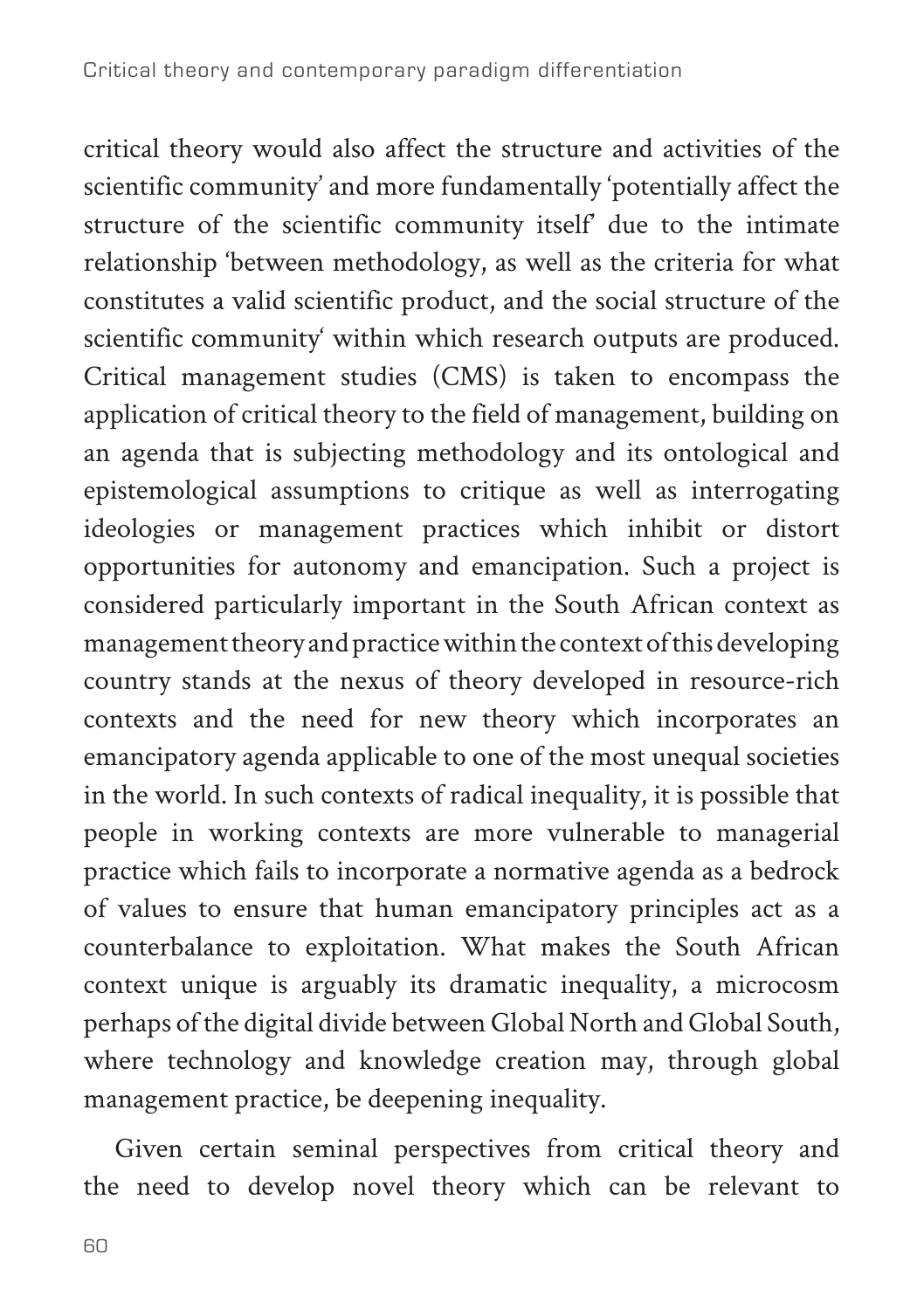critical theory would also affect the structure and activities of the scientific community' and more fundamentally 'potentially affect the structure of the scientific community itself' due to the intimate relationship 'between methodology, as well as the criteria for what constitutes a valid scientific product, and the social structure of the scientific community' within which research outputs are produced. Critical management studies (CMS) is taken to encompass the application of critical theory to the field of management, building on an agenda that is subjecting methodology and its ontological and epistemological assumptions to critique as well as interrogating ideologies or management practices which inhibit or distort opportunities for autonomy and emancipation. Such a project is considered particularly important in the South African context as management theory and practice within the context of this developing country stands at the nexus of theory developed in resource-rich contexts and the need for new theory which incorporates an emancipatory agenda applicable to one of the most unequal societies in the world. In such contexts of radical inequality, it is possible that people in working contexts are more vulnerable to managerial practice which fails to incorporate a normative agenda as a bedrock of values to ensure that human emancipatory principles act as a counterbalance to exploitation. What makes the South African context unique is arguably its dramatic inequality, a microcosm perhaps of the digital divide between Global North and Global South, where technology and knowledge creation may, through global management practice, be deepening inequality.

Given certain seminal perspectives from critical theory and the need to develop novel theory which can be relevant to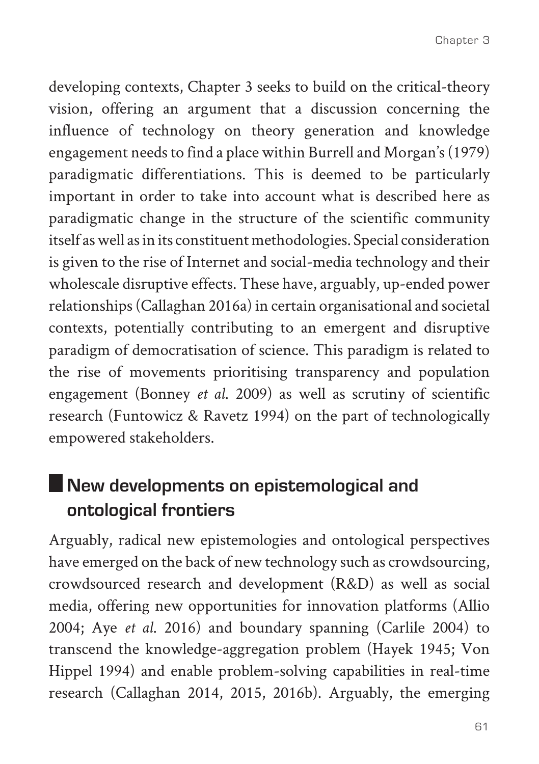developing contexts, Chapter 3 seeks to build on the critical-theory vision, offering an argument that a discussion concerning the influence of technology on theory generation and knowledge engagement needs to find a place within Burrell and Morgan's (1979) paradigmatic differentiations. This is deemed to be particularly important in order to take into account what is described here as paradigmatic change in the structure of the scientific community itself as well as in its constituent methodologies. Special consideration is given to the rise of Internet and social-media technology and their wholescale disruptive effects. These have, arguably, up-ended power relationships (Callaghan 2016a) in certain organisational and societal contexts, potentially contributing to an emergent and disruptive paradigm of democratisation of science. This paradigm is related to the rise of movements prioritising transparency and population engagement (Bonney *et al.* 2009) as well as scrutiny of scientific research (Funtowicz & Ravetz 1994) on the part of technologically empowered stakeholders.

## New developments on epistemological and ontological frontiers

Arguably, radical new epistemologies and ontological perspectives have emerged on the back of new technology such as crowdsourcing, crowdsourced research and development (R&D) as well as social media, offering new opportunities for innovation platforms (Allio 2004; Aye *et al.* 2016) and boundary spanning (Carlile 2004) to transcend the knowledge-aggregation problem (Hayek 1945; Von Hippel 1994) and enable problem-solving capabilities in real-time research (Callaghan 2014, 2015, 2016b). Arguably, the emerging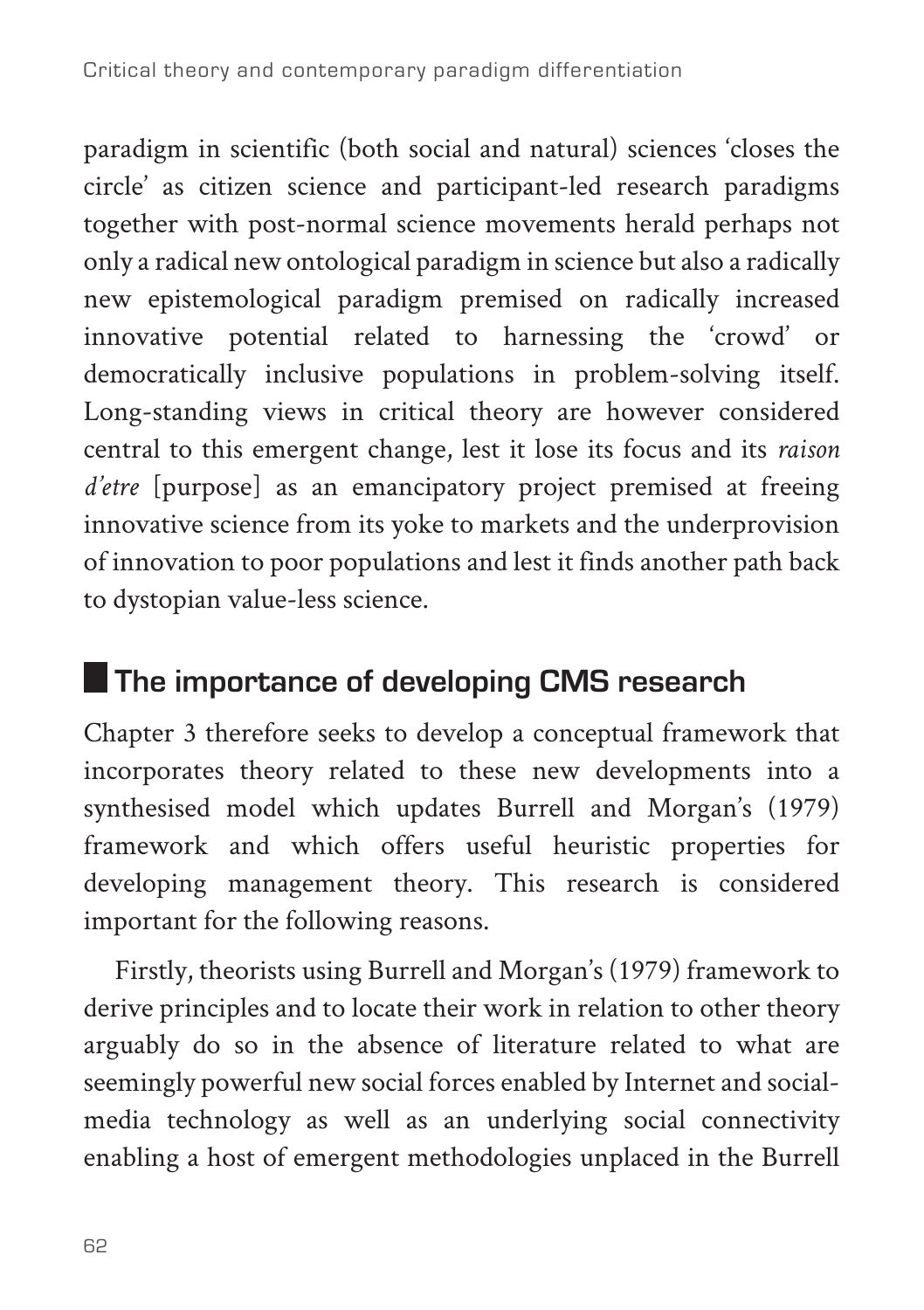paradigm in scientific (both social and natural) sciences 'closes the circle' as citizen science and participant-led research paradigms together with post-normal science movements herald perhaps not only a radical new ontological paradigm in science but also a radically new epistemological paradigm premised on radically increased innovative potential related to harnessing the 'crowd' or democratically inclusive populations in problem-solving itself. Long-standing views in critical theory are however considered central to this emergent change, lest it lose its focus and its *raison d'etre* [purpose] as an emancipatory project premised at freeing innovative science from its yoke to markets and the underprovision of innovation to poor populations and lest it finds another path back to dystopian value-less science.

## The importance of developing CMS research

Chapter 3 therefore seeks to develop a conceptual framework that incorporates theory related to these new developments into a synthesised model which updates Burrell and Morgan's (1979) framework and which offers useful heuristic properties for developing management theory. This research is considered important for the following reasons.

Firstly, theorists using Burrell and Morgan's (1979) framework to derive principles and to locate their work in relation to other theory arguably do so in the absence of literature related to what are seemingly powerful new social forces enabled by Internet and social-media technology as well as an underlying social connectivity enabling a host of emergent methodologies unplaced in the Burrell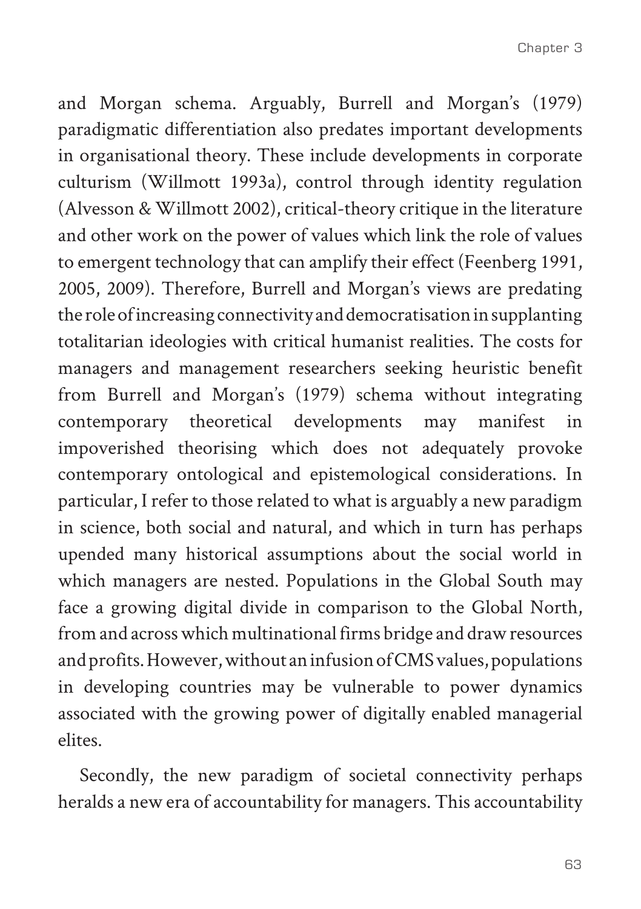and Morgan schema. Arguably, Burrell and Morgan's (1979) paradigmatic differentiation also predates important developments in organisational theory. These include developments in corporate culturism (Willmott 1993a), control through identity regulation (Alvesson & Willmott 2002), critical-theory critique in the literature and other work on the power of values which link the role of values to emergent technology that can amplify their effect (Feenberg 1991, 2005, 2009). Therefore, Burrell and Morgan's views are predating the role of increasing connectivity and democratisation in supplanting totalitarian ideologies with critical humanist realities. The costs for managers and management researchers seeking heuristic benefit from Burrell and Morgan's (1979) schema without integrating contemporary theoretical developments may manifest in impoverished theorising which does not adequately provoke contemporary ontological and epistemological considerations. In particular, I refer to those related to what is arguably a new paradigm in science, both social and natural, and which in turn has perhaps upended many historical assumptions about the social world in which managers are nested. Populations in the Global South may face a growing digital divide in comparison to the Global North, from and across which multinational firms bridge and draw resources and profits. However, without an infusion of CMS values, populations in developing countries may be vulnerable to power dynamics associated with the growing power of digitally enabled managerial elites.

Secondly, the new paradigm of societal connectivity perhaps heralds a new era of accountability for managers. This accountability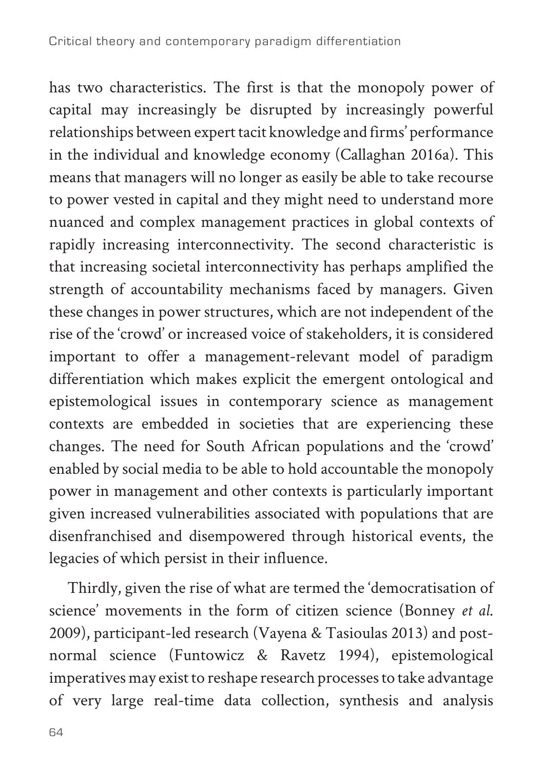has two characteristics. The first is that the monopoly power of capital may increasingly be disrupted by increasingly powerful relationships between expert tacit knowledge and firms' performance in the individual and knowledge economy (Callaghan 2016a). This means that managers will no longer as easily be able to take recourse to power vested in capital and they might need to understand more nuanced and complex management practices in global contexts of rapidly increasing interconnectivity. The second characteristic is that increasing societal interconnectivity has perhaps amplified the strength of accountability mechanisms faced by managers. Given these changes in power structures, which are not independent of the rise of the 'crowd' or increased voice of stakeholders, it is considered important to offer a management-relevant model of paradigm differentiation which makes explicit the emergent ontological and epistemological issues in contemporary science as management contexts are embedded in societies that are experiencing these changes. The need for South African populations and the 'crowd' enabled by social media to be able to hold accountable the monopoly power in management and other contexts is particularly important given increased vulnerabilities associated with populations that are disenfranchised and disempowered through historical events, the legacies of which persist in their influence.

Thirdly, given the rise of what are termed the 'democratisation of science' movements in the form of citizen science (Bonney *et al.* 2009), participant-led research (Vayena & Tasioulas 2013) and post-normal science (Funtowicz & Ravetz 1994), epistemological imperatives may exist to reshape research processes to take advantage of very large real-time data collection, synthesis and analysis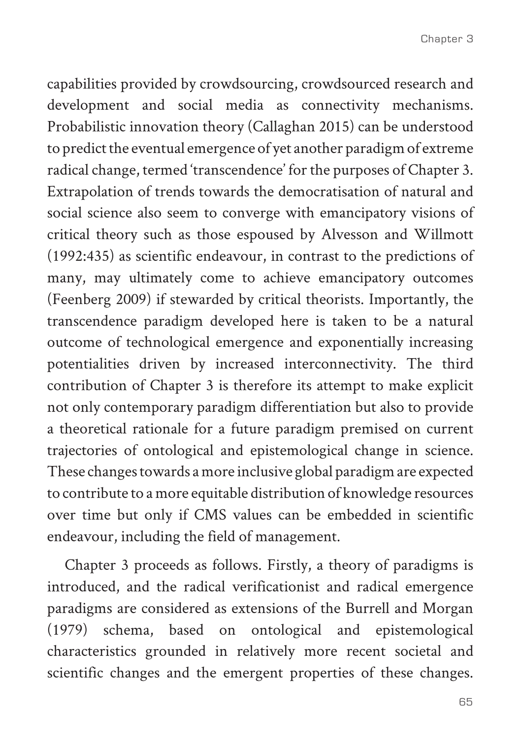capabilities provided by crowdsourcing, crowdsourced research and development and social media as connectivity mechanisms. Probabilistic innovation theory (Callaghan 2015) can be understood to predict the eventual emergence of yet another paradigm of extreme radical change, termed 'transcendence' for the purposes of Chapter 3. Extrapolation of trends towards the democratisation of natural and social science also seem to converge with emancipatory visions of critical theory such as those espoused by Alvesson and Willmott (1992:435) as scientific endeavour, in contrast to the predictions of many, may ultimately come to achieve emancipatory outcomes (Feenberg 2009) if stewarded by critical theorists. Importantly, the transcendence paradigm developed here is taken to be a natural outcome of technological emergence and exponentially increasing potentialities driven by increased interconnectivity. The third contribution of Chapter 3 is therefore its attempt to make explicit not only contemporary paradigm differentiation but also to provide a theoretical rationale for a future paradigm premised on current trajectories of ontological and epistemological change in science. These changes towards a more inclusive global paradigm are expected to contribute to a more equitable distribution of knowledge resources over time but only if CMS values can be embedded in scientific endeavour, including the field of management.

Chapter 3 proceeds as follows. Firstly, a theory of paradigms is introduced, and the radical verificationist and radical emergence paradigms are considered as extensions of the Burrell and Morgan (1979) schema, based on ontological and epistemological characteristics grounded in relatively more recent societal and scientific changes and the emergent properties of these changes.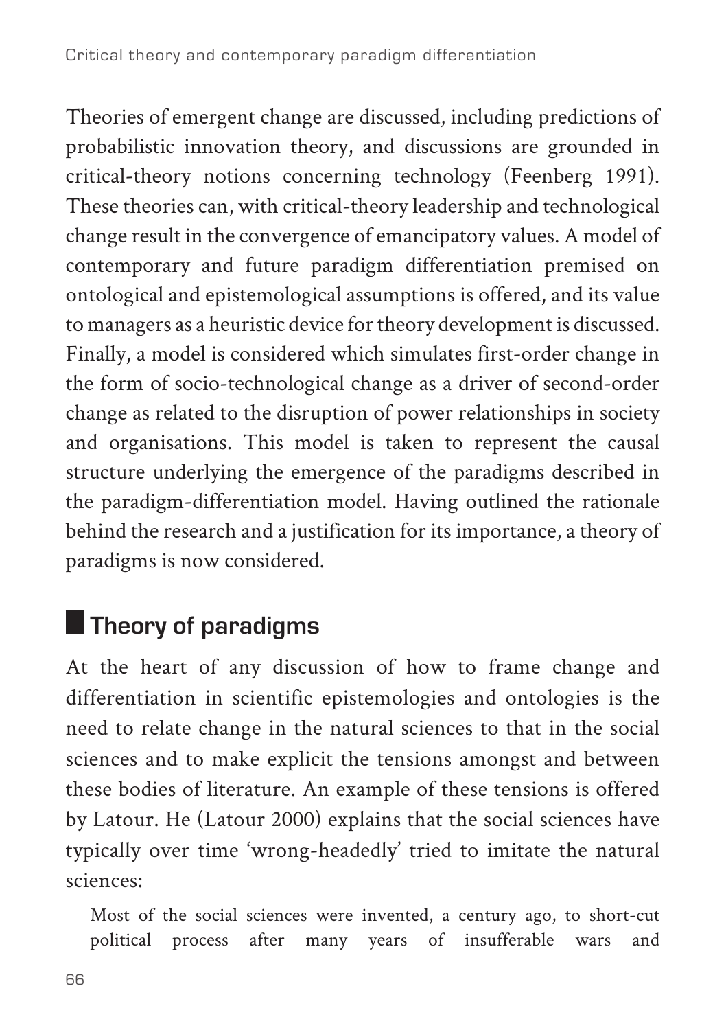Theories of emergent change are discussed, including predictions of probabilistic innovation theory, and discussions are grounded in critical-theory notions concerning technology (Feenberg 1991). These theories can, with critical-theory leadership and technological change result in the convergence of emancipatory values. A model of contemporary and future paradigm differentiation premised on ontological and epistemological assumptions is offered, and its value to managers as a heuristic device for theory development is discussed. Finally, a model is considered which simulates first-order change in the form of socio-technological change as a driver of second-order change as related to the disruption of power relationships in society and organisations. This model is taken to represent the causal structure underlying the emergence of the paradigms described in the paradigm-differentiation model. Having outlined the rationale behind the research and a justification for its importance, a theory of paradigms is now considered.

## Theory of paradigms

At the heart of any discussion of how to frame change and differentiation in scientific epistemologies and ontologies is the need to relate change in the natural sciences to that in the social sciences and to make explicit the tensions amongst and between these bodies of literature. An example of these tensions is offered by Latour. He (Latour 2000) explains that the social sciences have typically over time 'wrong-headedly' tried to imitate the natural sciences:

> Most of the social sciences were invented, a century ago, to short-cut political process after many years of insufferable wars and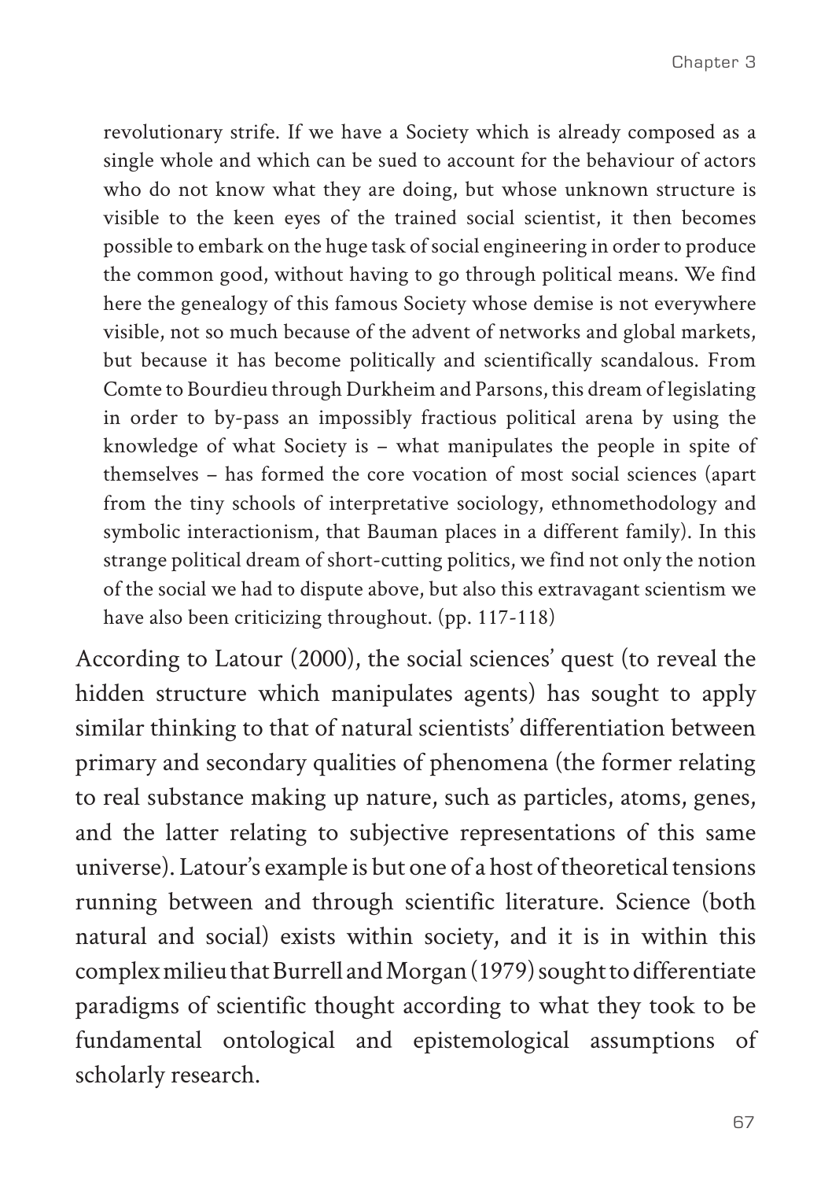> revolutionary strife. If we have a Society which is already composed as a single whole and which can be sued to account for the behaviour of actors who do not know what they are doing, but whose unknown structure is visible to the keen eyes of the trained social scientist, it then becomes possible to embark on the huge task of social engineering in order to produce the common good, without having to go through political means. We find here the genealogy of this famous Society whose demise is not everywhere visible, not so much because of the advent of networks and global markets, but because it has become politically and scientifically scandalous. From Comte to Bourdieu through Durkheim and Parsons, this dream of legislating in order to by-pass an impossibly fractious political arena by using the knowledge of what Society is – what manipulates the people in spite of themselves – has formed the core vocation of most social sciences (apart from the tiny schools of interpretative sociology, ethnomethodology and symbolic interactionism, that Bauman places in a different family). In this strange political dream of short-cutting politics, we find not only the notion of the social we had to dispute above, but also this extravagant scientism we have also been criticizing throughout. (pp. 117-118)

According to Latour (2000), the social sciences' quest (to reveal the hidden structure which manipulates agents) has sought to apply similar thinking to that of natural scientists' differentiation between primary and secondary qualities of phenomena (the former relating to real substance making up nature, such as particles, atoms, genes, and the latter relating to subjective representations of this same universe). Latour's example is but one of a host of theoretical tensions running between and through scientific literature. Science (both natural and social) exists within society, and it is in within this complex milieu that Burrell and Morgan (1979) sought to differentiate paradigms of scientific thought according to what they took to be fundamental ontological and epistemological assumptions of scholarly research.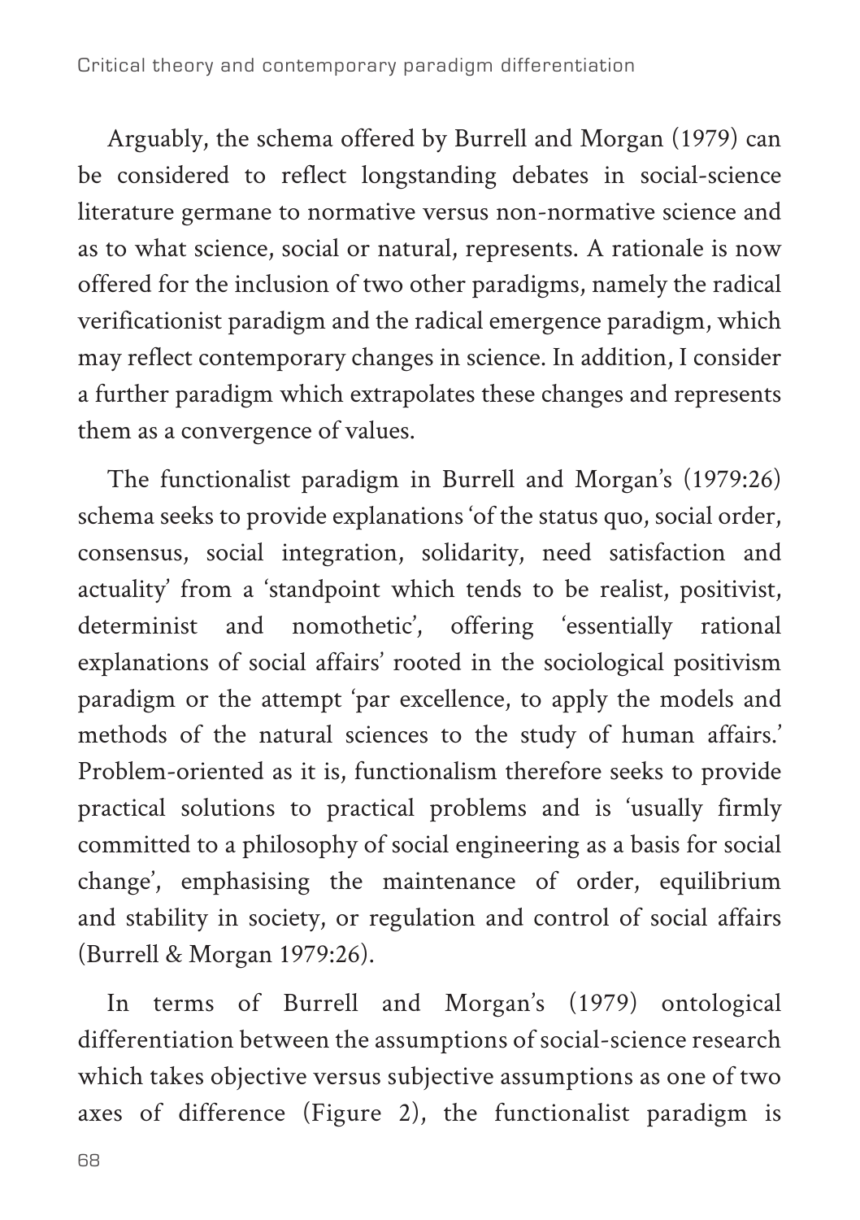Arguably, the schema offered by Burrell and Morgan (1979) can be considered to reflect longstanding debates in social-science literature germane to normative versus non-normative science and as to what science, social or natural, represents. A rationale is now offered for the inclusion of two other paradigms, namely the radical verificationist paradigm and the radical emergence paradigm, which may reflect contemporary changes in science. In addition, I consider a further paradigm which extrapolates these changes and represents them as a convergence of values.

The functionalist paradigm in Burrell and Morgan's (1979:26) schema seeks to provide explanations 'of the status quo, social order, consensus, social integration, solidarity, need satisfaction and actuality' from a 'standpoint which tends to be realist, positivist, determinist and nomothetic', offering 'essentially rational explanations of social affairs' rooted in the sociological positivism paradigm or the attempt 'par excellence, to apply the models and methods of the natural sciences to the study of human affairs.' Problem-oriented as it is, functionalism therefore seeks to provide practical solutions to practical problems and is 'usually firmly committed to a philosophy of social engineering as a basis for social change', emphasising the maintenance of order, equilibrium and stability in society, or regulation and control of social affairs (Burrell & Morgan 1979:26).

In terms of Burrell and Morgan's (1979) ontological differentiation between the assumptions of social-science research which takes objective versus subjective assumptions as one of two axes of difference (Figure 2), the functionalist paradigm is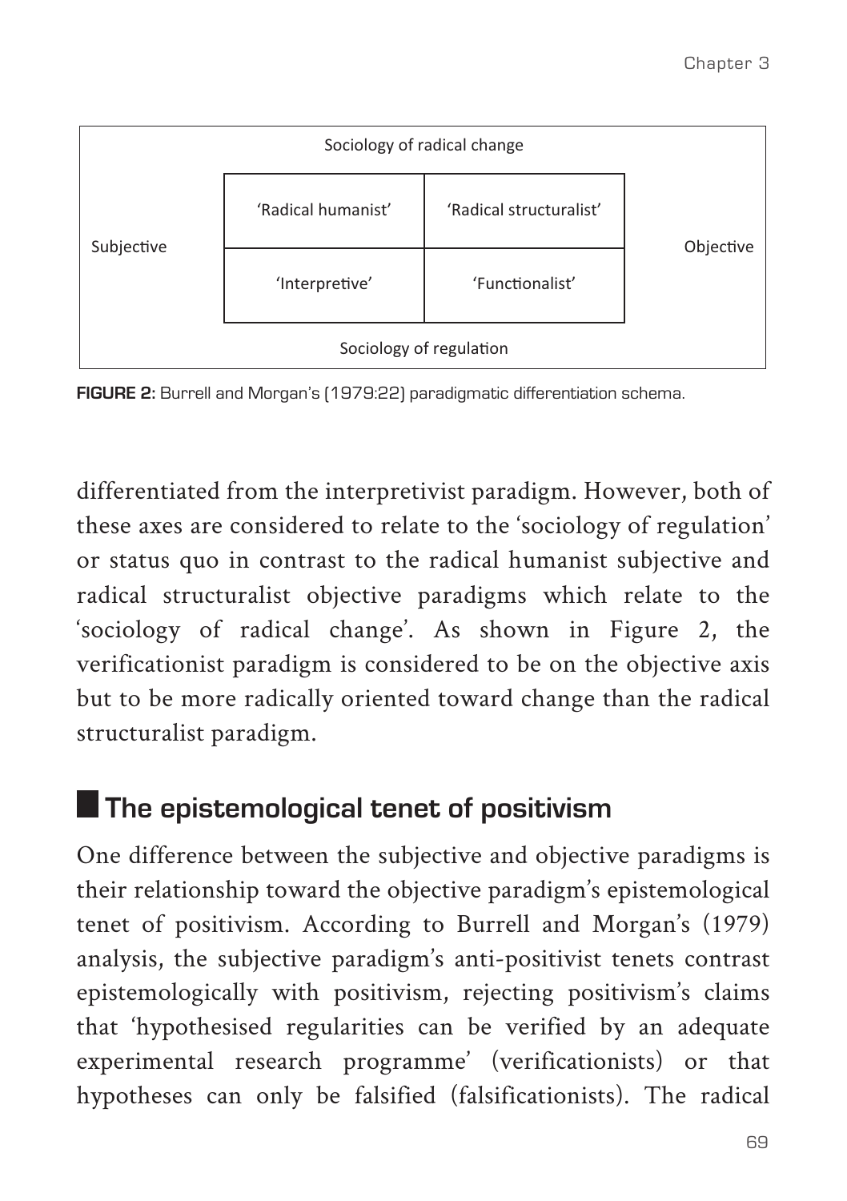| | Sociology of radical change | | |
|---|---|---|---|
| Subjective | 'Radical humanist' | 'Radical structuralist' | Objective |
| | 'Interpretive' | 'Functionalist' | |
| | Sociology of regulation | | |

**FIGURE 2:** Burrell and Morgan's (1979:22) paradigmatic differentiation schema.

differentiated from the interpretivist paradigm. However, both of these axes are considered to relate to the 'sociology of regulation' or status quo in contrast to the radical humanist subjective and radical structuralist objective paradigms which relate to the 'sociology of radical change'. As shown in Figure 2, the verificationist paradigm is considered to be on the objective axis but to be more radically oriented toward change than the radical structuralist paradigm.

## The epistemological tenet of positivism

One difference between the subjective and objective paradigms is their relationship toward the objective paradigm's epistemological tenet of positivism. According to Burrell and Morgan's (1979) analysis, the subjective paradigm's anti-positivist tenets contrast epistemologically with positivism, rejecting positivism's claims that 'hypothesised regularities can be verified by an adequate experimental research programme' (verificationists) or that hypotheses can only be falsified (falsificationists). The radical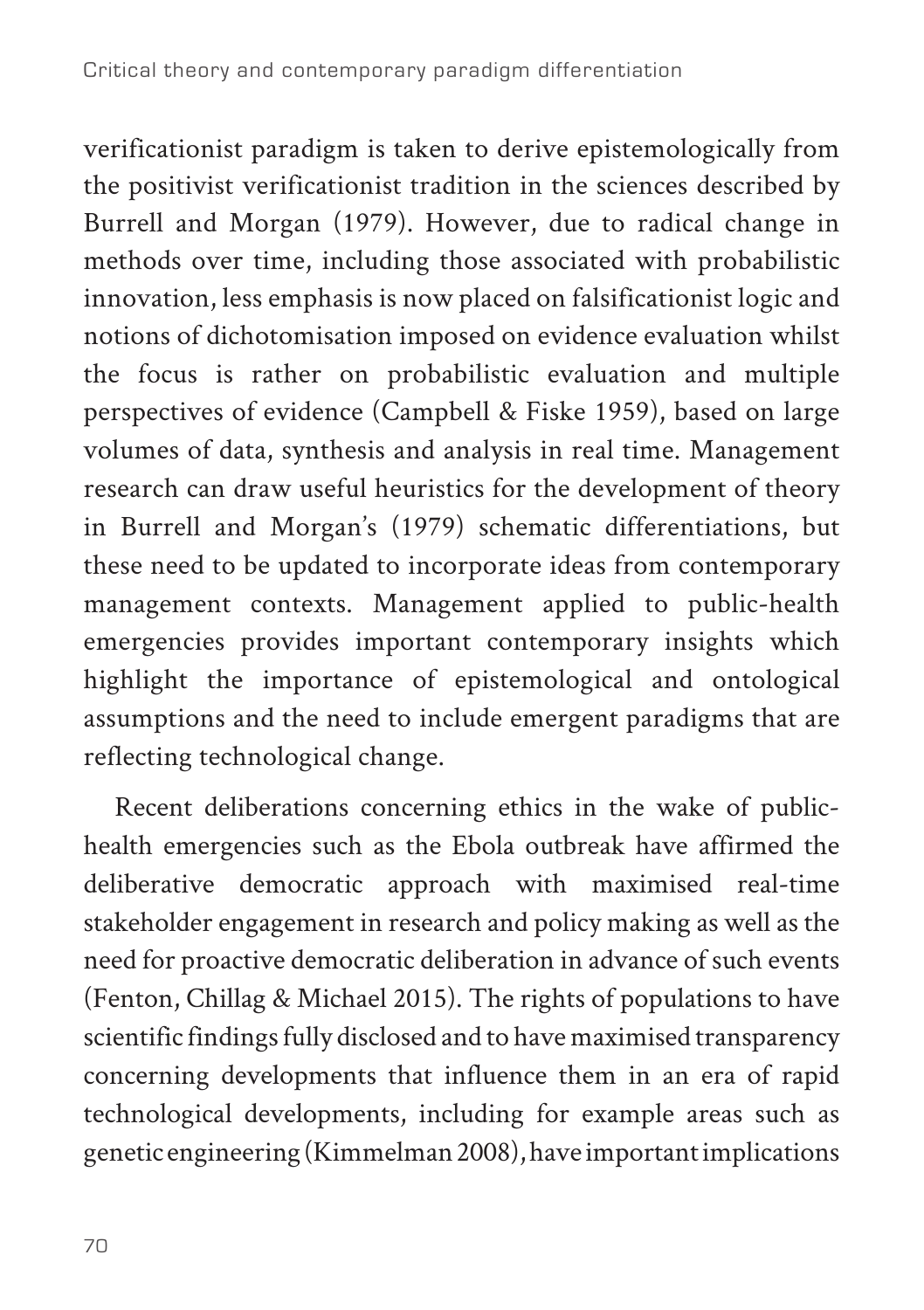verificationist paradigm is taken to derive epistemologically from the positivist verificationist tradition in the sciences described by Burrell and Morgan (1979). However, due to radical change in methods over time, including those associated with probabilistic innovation, less emphasis is now placed on falsificationist logic and notions of dichotomisation imposed on evidence evaluation whilst the focus is rather on probabilistic evaluation and multiple perspectives of evidence (Campbell & Fiske 1959), based on large volumes of data, synthesis and analysis in real time. Management research can draw useful heuristics for the development of theory in Burrell and Morgan's (1979) schematic differentiations, but these need to be updated to incorporate ideas from contemporary management contexts. Management applied to public-health emergencies provides important contemporary insights which highlight the importance of epistemological and ontological assumptions and the need to include emergent paradigms that are reflecting technological change.

Recent deliberations concerning ethics in the wake of public-health emergencies such as the Ebola outbreak have affirmed the deliberative democratic approach with maximised real-time stakeholder engagement in research and policy making as well as the need for proactive democratic deliberation in advance of such events (Fenton, Chillag & Michael 2015). The rights of populations to have scientific findings fully disclosed and to have maximised transparency concerning developments that influence them in an era of rapid technological developments, including for example areas such as genetic engineering (Kimmelman 2008), have important implications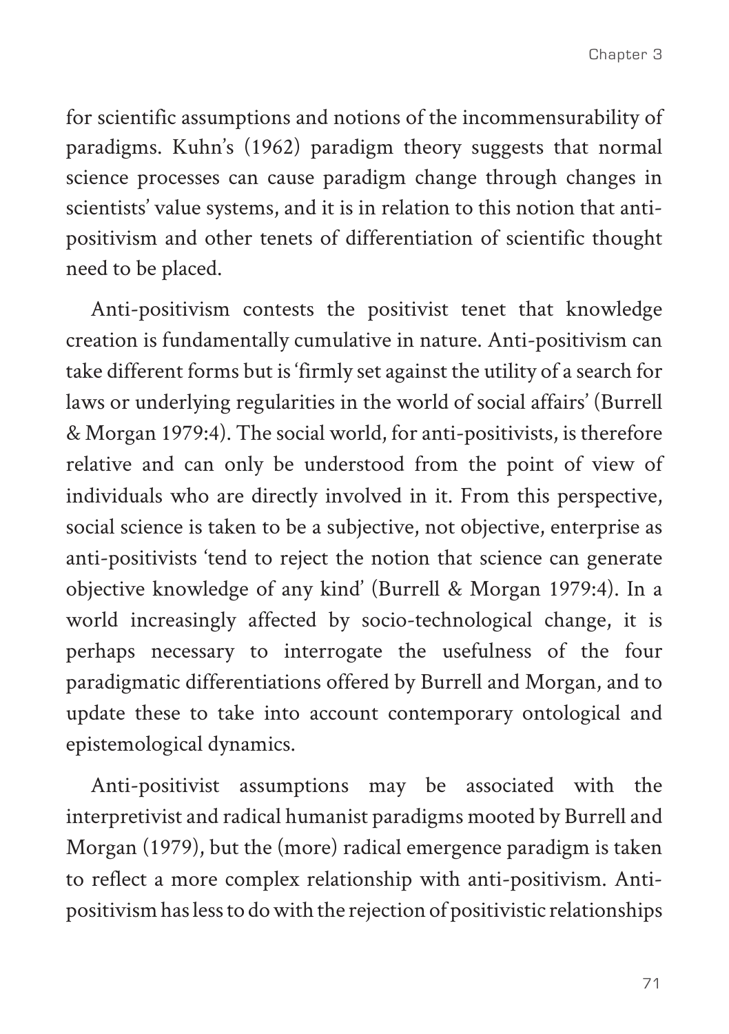for scientific assumptions and notions of the incommensurability of paradigms. Kuhn's (1962) paradigm theory suggests that normal science processes can cause paradigm change through changes in scientists' value systems, and it is in relation to this notion that anti-positivism and other tenets of differentiation of scientific thought need to be placed.

Anti-positivism contests the positivist tenet that knowledge creation is fundamentally cumulative in nature. Anti-positivism can take different forms but is 'firmly set against the utility of a search for laws or underlying regularities in the world of social affairs' (Burrell & Morgan 1979:4). The social world, for anti-positivists, is therefore relative and can only be understood from the point of view of individuals who are directly involved in it. From this perspective, social science is taken to be a subjective, not objective, enterprise as anti-positivists 'tend to reject the notion that science can generate objective knowledge of any kind' (Burrell & Morgan 1979:4). In a world increasingly affected by socio-technological change, it is perhaps necessary to interrogate the usefulness of the four paradigmatic differentiations offered by Burrell and Morgan, and to update these to take into account contemporary ontological and epistemological dynamics.

Anti-positivist assumptions may be associated with the interpretivist and radical humanist paradigms mooted by Burrell and Morgan (1979), but the (more) radical emergence paradigm is taken to reflect a more complex relationship with anti-positivism. Anti-positivism has less to do with the rejection of positivistic relationships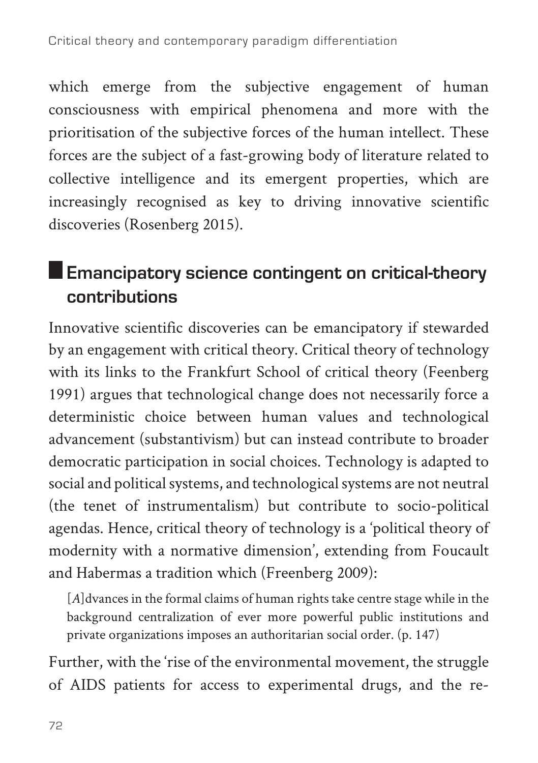which emerge from the subjective engagement of human consciousness with empirical phenomena and more with the prioritisation of the subjective forces of the human intellect. These forces are the subject of a fast-growing body of literature related to collective intelligence and its emergent properties, which are increasingly recognised as key to driving innovative scientific discoveries (Rosenberg 2015).

## Emancipatory science contingent on critical-theory contributions

Innovative scientific discoveries can be emancipatory if stewarded by an engagement with critical theory. Critical theory of technology with its links to the Frankfurt School of critical theory (Feenberg 1991) argues that technological change does not necessarily force a deterministic choice between human values and technological advancement (substantivism) but can instead contribute to broader democratic participation in social choices. Technology is adapted to social and political systems, and technological systems are not neutral (the tenet of instrumentalism) but contribute to socio-political agendas. Hence, critical theory of technology is a 'political theory of modernity with a normative dimension', extending from Foucault and Habermas a tradition which (Freenberg 2009):

> [*A*]dvances in the formal claims of human rights take centre stage while in the background centralization of ever more powerful public institutions and private organizations imposes an authoritarian social order. (p. 147)

Further, with the 'rise of the environmental movement, the struggle of AIDS patients for access to experimental drugs, and the re-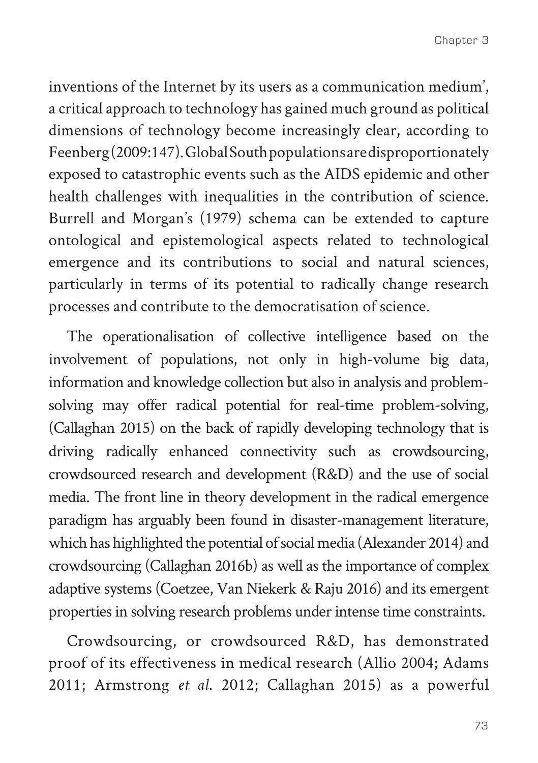inventions of the Internet by its users as a communication medium', a critical approach to technology has gained much ground as political dimensions of technology become increasingly clear, according to Feenberg (2009:147). Global South populations are disproportionately exposed to catastrophic events such as the AIDS epidemic and other health challenges with inequalities in the contribution of science. Burrell and Morgan's (1979) schema can be extended to capture ontological and epistemological aspects related to technological emergence and its contributions to social and natural sciences, particularly in terms of its potential to radically change research processes and contribute to the democratisation of science.

The operationalisation of collective intelligence based on the involvement of populations, not only in high-volume big data, information and knowledge collection but also in analysis and problem-solving may offer radical potential for real-time problem-solving, (Callaghan 2015) on the back of rapidly developing technology that is driving radically enhanced connectivity such as crowdsourcing, crowdsourced research and development (R&D) and the use of social media. The front line in theory development in the radical emergence paradigm has arguably been found in disaster-management literature, which has highlighted the potential of social media (Alexander 2014) and crowdsourcing (Callaghan 2016b) as well as the importance of complex adaptive systems (Coetzee, Van Niekerk & Raju 2016) and its emergent properties in solving research problems under intense time constraints.

Crowdsourcing, or crowdsourced R&D, has demonstrated proof of its effectiveness in medical research (Allio 2004; Adams 2011; Armstrong *et al.* 2012; Callaghan 2015) as a powerful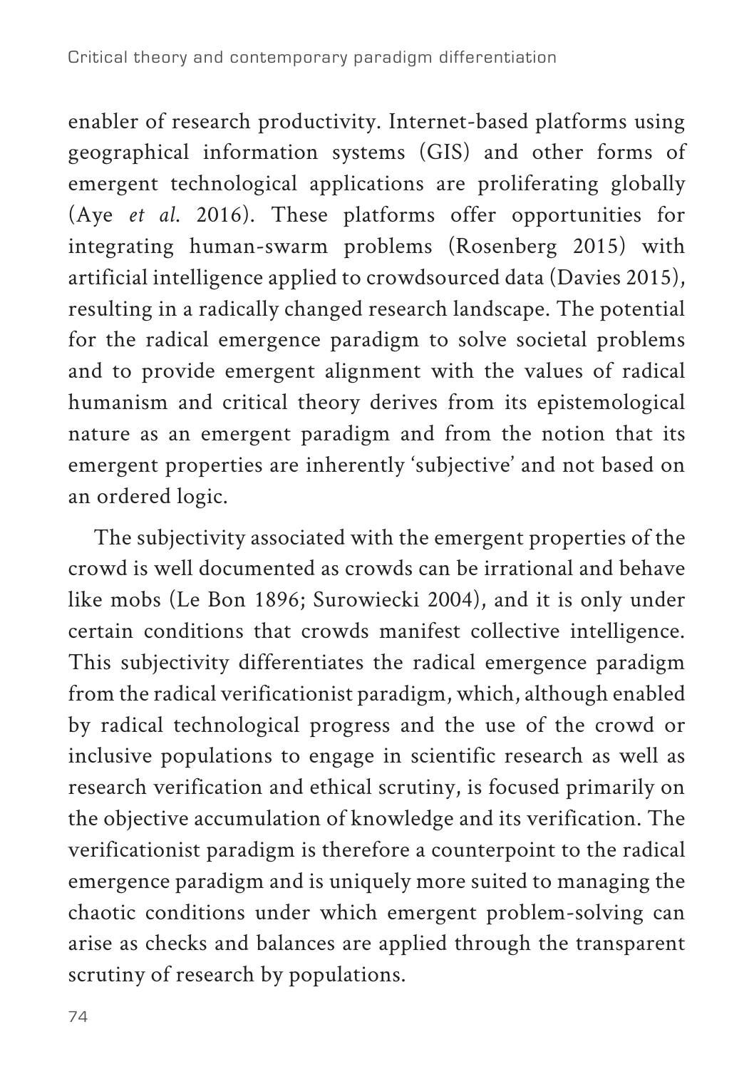enabler of research productivity. Internet-based platforms using geographical information systems (GIS) and other forms of emergent technological applications are proliferating globally (Aye *et al.* 2016). These platforms offer opportunities for integrating human-swarm problems (Rosenberg 2015) with artificial intelligence applied to crowdsourced data (Davies 2015), resulting in a radically changed research landscape. The potential for the radical emergence paradigm to solve societal problems and to provide emergent alignment with the values of radical humanism and critical theory derives from its epistemological nature as an emergent paradigm and from the notion that its emergent properties are inherently 'subjective' and not based on an ordered logic.

The subjectivity associated with the emergent properties of the crowd is well documented as crowds can be irrational and behave like mobs (Le Bon 1896; Surowiecki 2004), and it is only under certain conditions that crowds manifest collective intelligence. This subjectivity differentiates the radical emergence paradigm from the radical verificationist paradigm, which, although enabled by radical technological progress and the use of the crowd or inclusive populations to engage in scientific research as well as research verification and ethical scrutiny, is focused primarily on the objective accumulation of knowledge and its verification. The verificationist paradigm is therefore a counterpoint to the radical emergence paradigm and is uniquely more suited to managing the chaotic conditions under which emergent problem-solving can arise as checks and balances are applied through the transparent scrutiny of research by populations.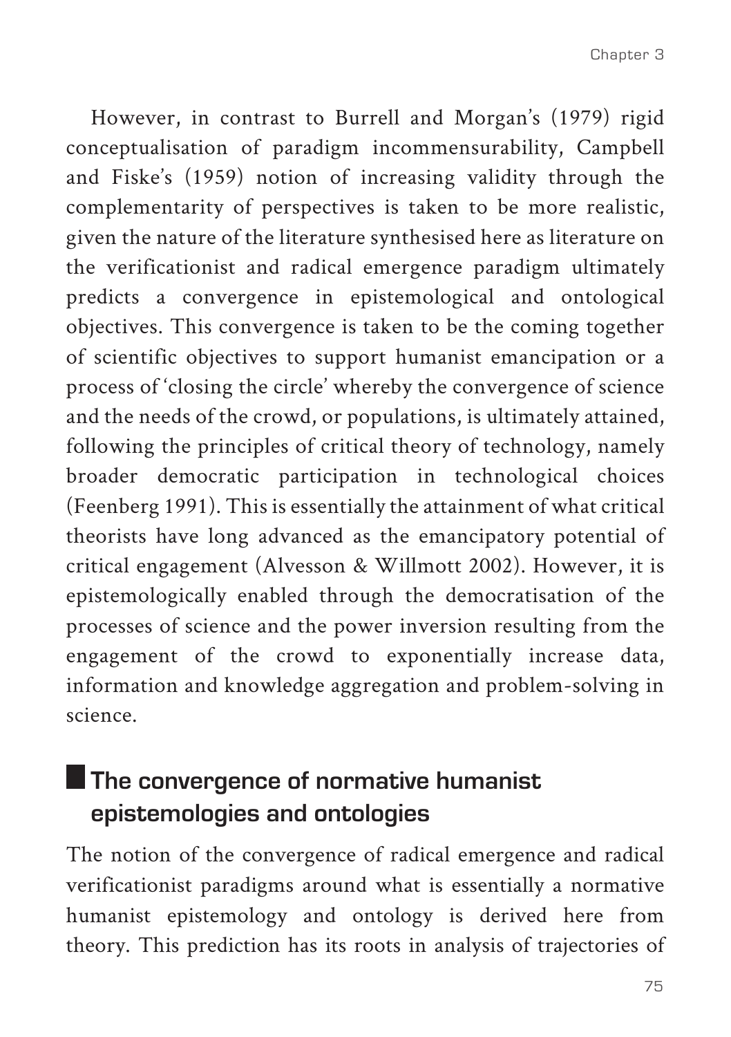However, in contrast to Burrell and Morgan's (1979) rigid conceptualisation of paradigm incommensurability, Campbell and Fiske's (1959) notion of increasing validity through the complementarity of perspectives is taken to be more realistic, given the nature of the literature synthesised here as literature on the verificationist and radical emergence paradigm ultimately predicts a convergence in epistemological and ontological objectives. This convergence is taken to be the coming together of scientific objectives to support humanist emancipation or a process of 'closing the circle' whereby the convergence of science and the needs of the crowd, or populations, is ultimately attained, following the principles of critical theory of technology, namely broader democratic participation in technological choices (Feenberg 1991). This is essentially the attainment of what critical theorists have long advanced as the emancipatory potential of critical engagement (Alvesson & Willmott 2002). However, it is epistemologically enabled through the democratisation of the processes of science and the power inversion resulting from the engagement of the crowd to exponentially increase data, information and knowledge aggregation and problem-solving in science.

## The convergence of normative humanist epistemologies and ontologies

The notion of the convergence of radical emergence and radical verificationist paradigms around what is essentially a normative humanist epistemology and ontology is derived here from theory. This prediction has its roots in analysis of trajectories of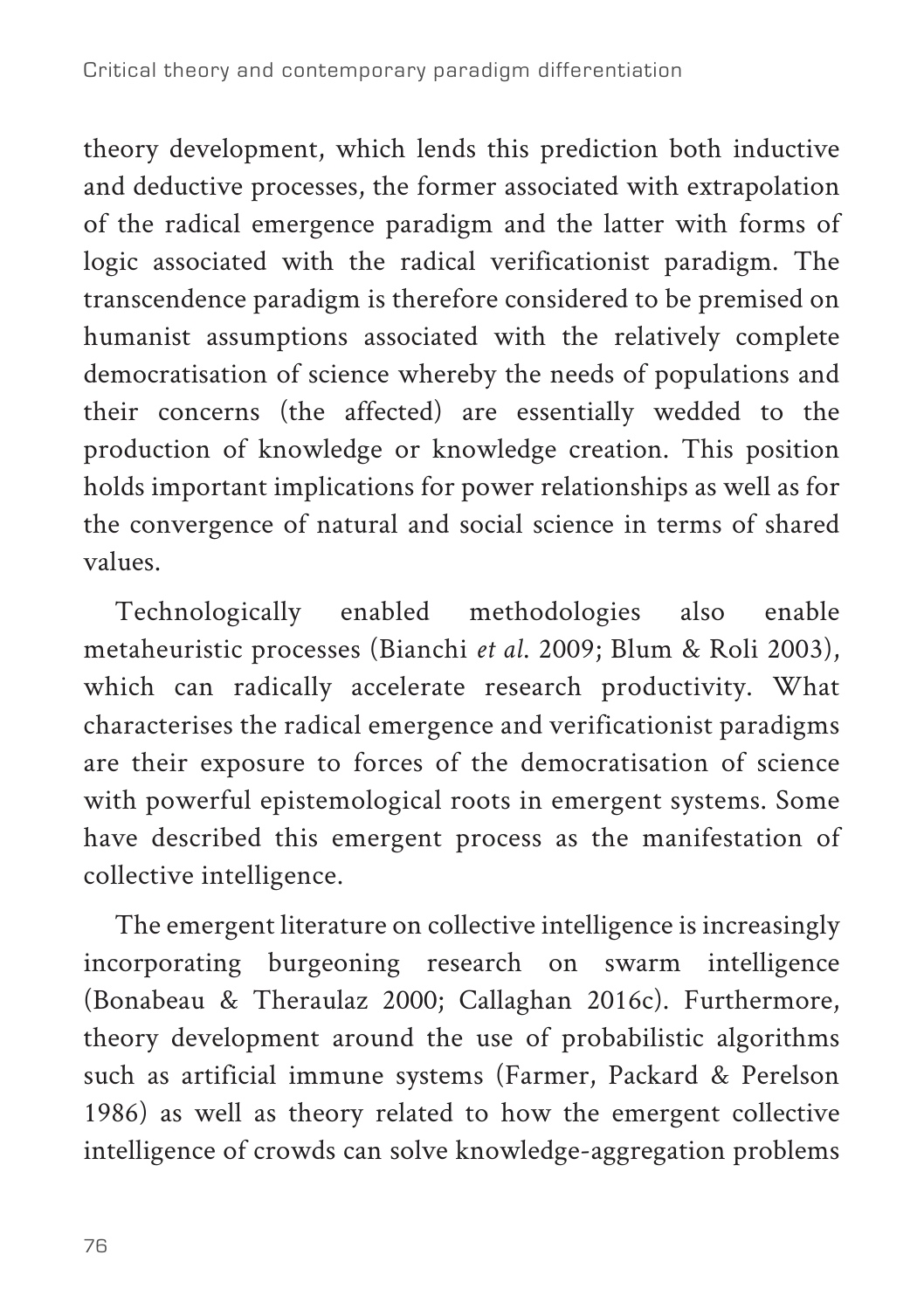theory development, which lends this prediction both inductive and deductive processes, the former associated with extrapolation of the radical emergence paradigm and the latter with forms of logic associated with the radical verificationist paradigm. The transcendence paradigm is therefore considered to be premised on humanist assumptions associated with the relatively complete democratisation of science whereby the needs of populations and their concerns (the affected) are essentially wedded to the production of knowledge or knowledge creation. This position holds important implications for power relationships as well as for the convergence of natural and social science in terms of shared values.

Technologically enabled methodologies also enable metaheuristic processes (Bianchi *et al*. 2009; Blum & Roli 2003), which can radically accelerate research productivity. What characterises the radical emergence and verificationist paradigms are their exposure to forces of the democratisation of science with powerful epistemological roots in emergent systems. Some have described this emergent process as the manifestation of collective intelligence.

The emergent literature on collective intelligence is increasingly incorporating burgeoning research on swarm intelligence (Bonabeau & Theraulaz 2000; Callaghan 2016c). Furthermore, theory development around the use of probabilistic algorithms such as artificial immune systems (Farmer, Packard & Perelson 1986) as well as theory related to how the emergent collective intelligence of crowds can solve knowledge-aggregation problems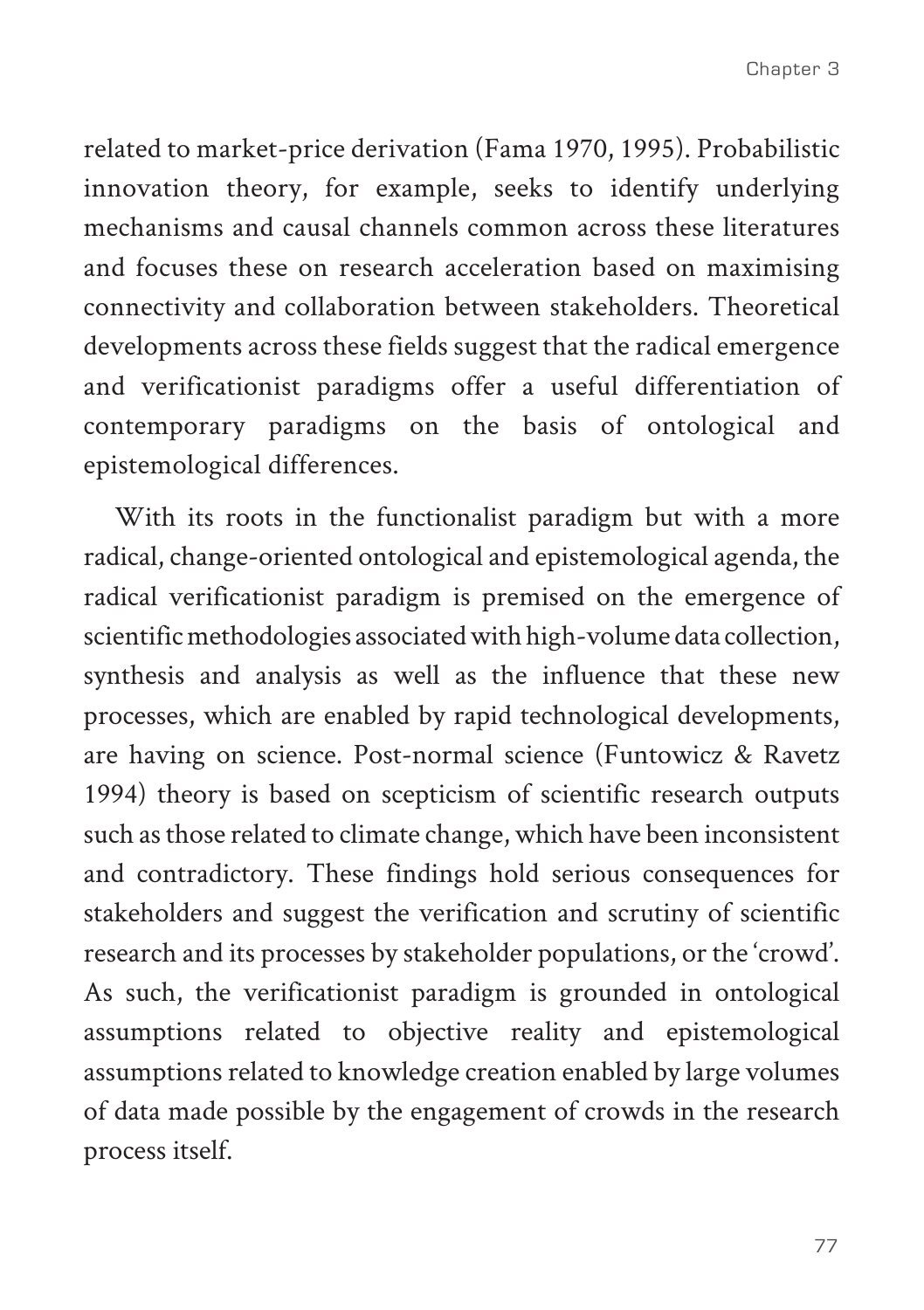related to market-price derivation (Fama 1970, 1995). Probabilistic innovation theory, for example, seeks to identify underlying mechanisms and causal channels common across these literatures and focuses these on research acceleration based on maximising connectivity and collaboration between stakeholders. Theoretical developments across these fields suggest that the radical emergence and verificationist paradigms offer a useful differentiation of contemporary paradigms on the basis of ontological and epistemological differences.

With its roots in the functionalist paradigm but with a more radical, change-oriented ontological and epistemological agenda, the radical verificationist paradigm is premised on the emergence of scientific methodologies associated with high-volume data collection, synthesis and analysis as well as the influence that these new processes, which are enabled by rapid technological developments, are having on science. Post-normal science (Funtowicz & Ravetz 1994) theory is based on scepticism of scientific research outputs such as those related to climate change, which have been inconsistent and contradictory. These findings hold serious consequences for stakeholders and suggest the verification and scrutiny of scientific research and its processes by stakeholder populations, or the 'crowd'. As such, the verificationist paradigm is grounded in ontological assumptions related to objective reality and epistemological assumptions related to knowledge creation enabled by large volumes of data made possible by the engagement of crowds in the research process itself.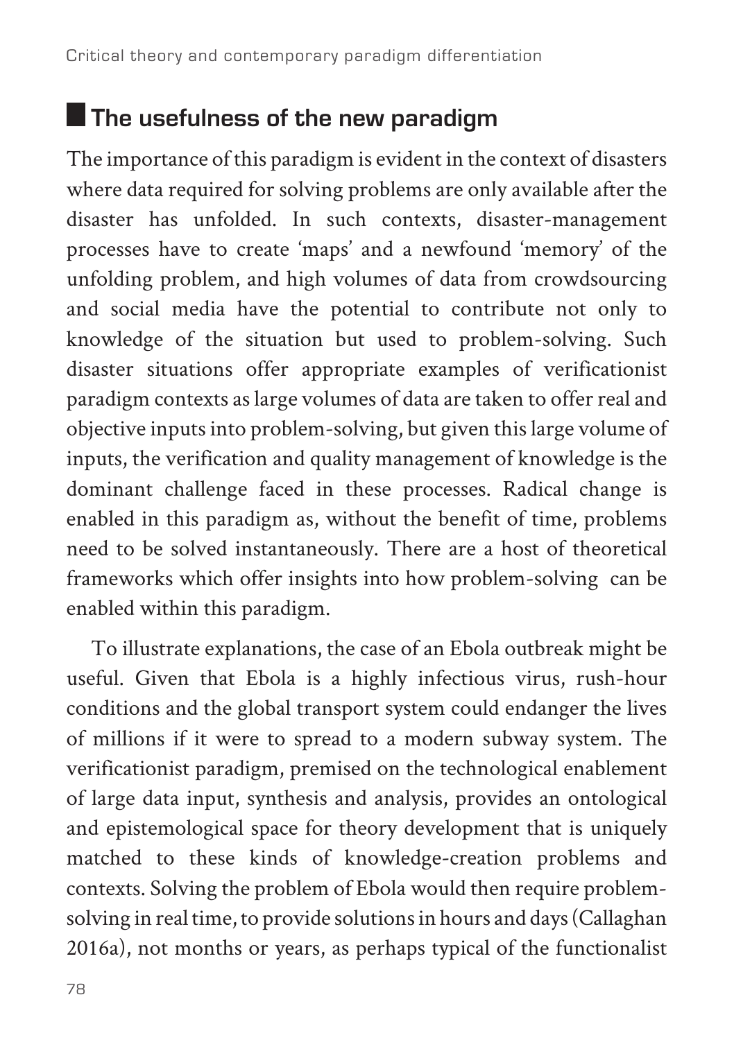## The usefulness of the new paradigm

The importance of this paradigm is evident in the context of disasters where data required for solving problems are only available after the disaster has unfolded. In such contexts, disaster-management processes have to create 'maps' and a newfound 'memory' of the unfolding problem, and high volumes of data from crowdsourcing and social media have the potential to contribute not only to knowledge of the situation but used to problem-solving. Such disaster situations offer appropriate examples of verificationist paradigm contexts as large volumes of data are taken to offer real and objective inputs into problem-solving, but given this large volume of inputs, the verification and quality management of knowledge is the dominant challenge faced in these processes. Radical change is enabled in this paradigm as, without the benefit of time, problems need to be solved instantaneously. There are a host of theoretical frameworks which offer insights into how problem-solving can be enabled within this paradigm.

To illustrate explanations, the case of an Ebola outbreak might be useful. Given that Ebola is a highly infectious virus, rush-hour conditions and the global transport system could endanger the lives of millions if it were to spread to a modern subway system. The verificationist paradigm, premised on the technological enablement of large data input, synthesis and analysis, provides an ontological and epistemological space for theory development that is uniquely matched to these kinds of knowledge-creation problems and contexts. Solving the problem of Ebola would then require problem-solving in real time, to provide solutions in hours and days (Callaghan 2016a), not months or years, as perhaps typical of the functionalist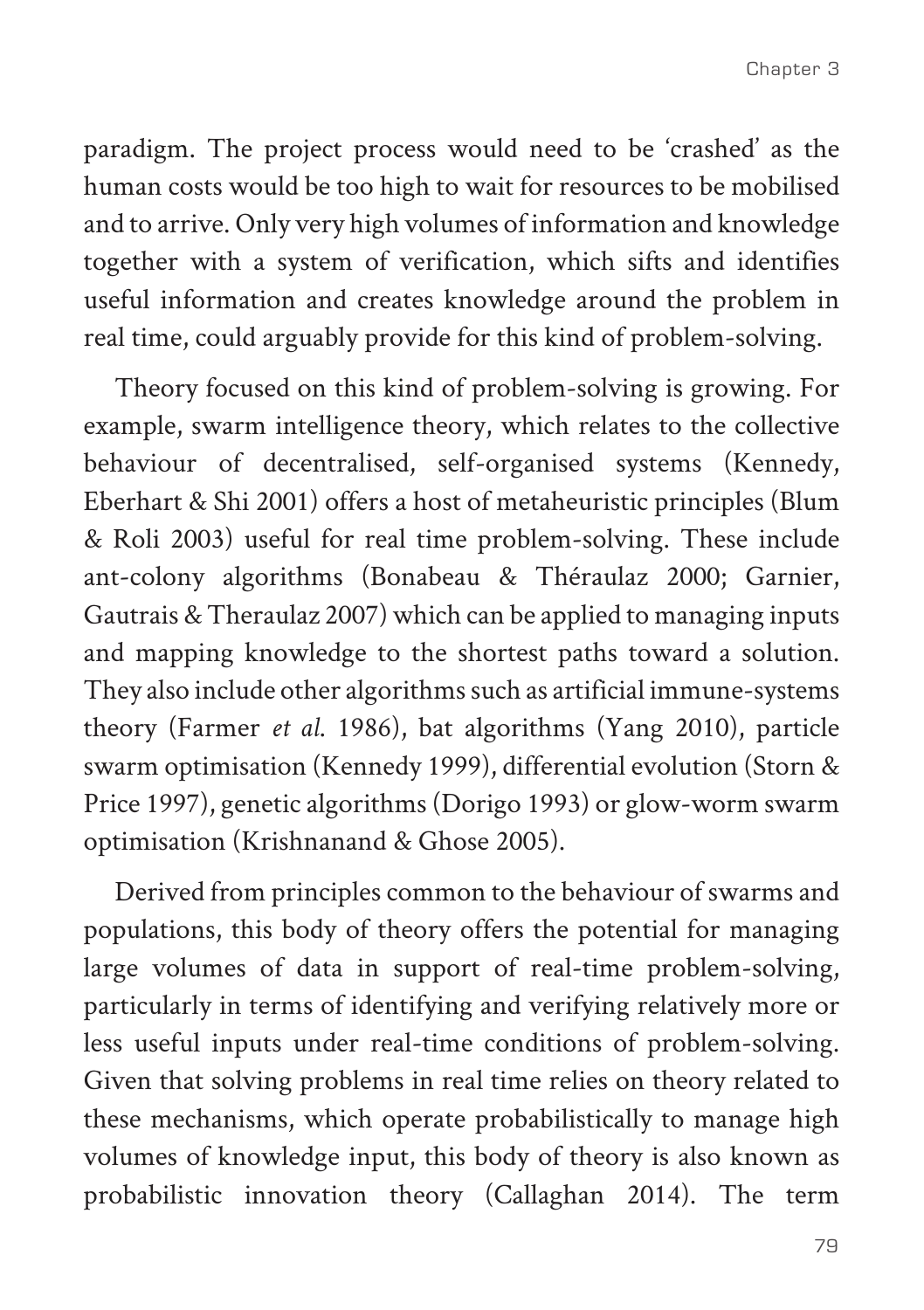paradigm. The project process would need to be 'crashed' as the human costs would be too high to wait for resources to be mobilised and to arrive. Only very high volumes of information and knowledge together with a system of verification, which sifts and identifies useful information and creates knowledge around the problem in real time, could arguably provide for this kind of problem-solving.

Theory focused on this kind of problem-solving is growing. For example, swarm intelligence theory, which relates to the collective behaviour of decentralised, self-organised systems (Kennedy, Eberhart & Shi 2001) offers a host of metaheuristic principles (Blum & Roli 2003) useful for real time problem-solving. These include ant-colony algorithms (Bonabeau & Théraulaz 2000; Garnier, Gautrais & Theraulaz 2007) which can be applied to managing inputs and mapping knowledge to the shortest paths toward a solution. They also include other algorithms such as artificial immune-systems theory (Farmer *et al.* 1986), bat algorithms (Yang 2010), particle swarm optimisation (Kennedy 1999), differential evolution (Storn & Price 1997), genetic algorithms (Dorigo 1993) or glow-worm swarm optimisation (Krishnanand & Ghose 2005).

Derived from principles common to the behaviour of swarms and populations, this body of theory offers the potential for managing large volumes of data in support of real-time problem-solving, particularly in terms of identifying and verifying relatively more or less useful inputs under real-time conditions of problem-solving. Given that solving problems in real time relies on theory related to these mechanisms, which operate probabilistically to manage high volumes of knowledge input, this body of theory is also known as probabilistic innovation theory (Callaghan 2014). The term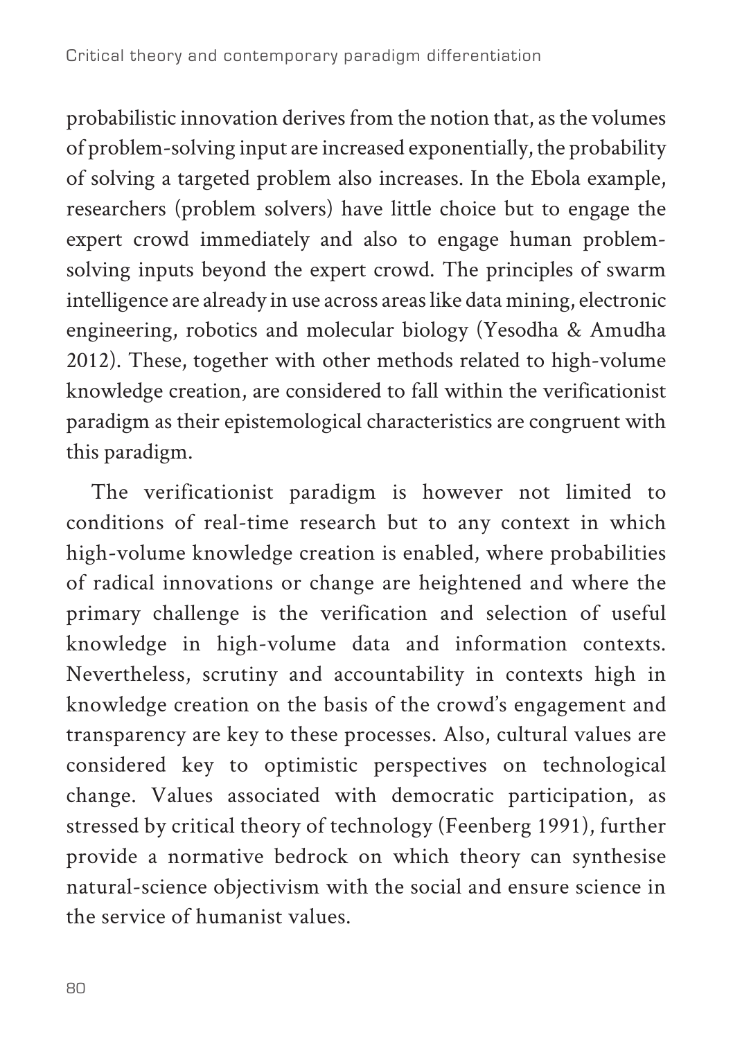probabilistic innovation derives from the notion that, as the volumes of problem-solving input are increased exponentially, the probability of solving a targeted problem also increases. In the Ebola example, researchers (problem solvers) have little choice but to engage the expert crowd immediately and also to engage human problem-solving inputs beyond the expert crowd. The principles of swarm intelligence are already in use across areas like data mining, electronic engineering, robotics and molecular biology (Yesodha & Amudha 2012). These, together with other methods related to high-volume knowledge creation, are considered to fall within the verificationist paradigm as their epistemological characteristics are congruent with this paradigm.

The verificationist paradigm is however not limited to conditions of real-time research but to any context in which high-volume knowledge creation is enabled, where probabilities of radical innovations or change are heightened and where the primary challenge is the verification and selection of useful knowledge in high-volume data and information contexts. Nevertheless, scrutiny and accountability in contexts high in knowledge creation on the basis of the crowd's engagement and transparency are key to these processes. Also, cultural values are considered key to optimistic perspectives on technological change. Values associated with democratic participation, as stressed by critical theory of technology (Feenberg 1991), further provide a normative bedrock on which theory can synthesise natural-science objectivism with the social and ensure science in the service of humanist values.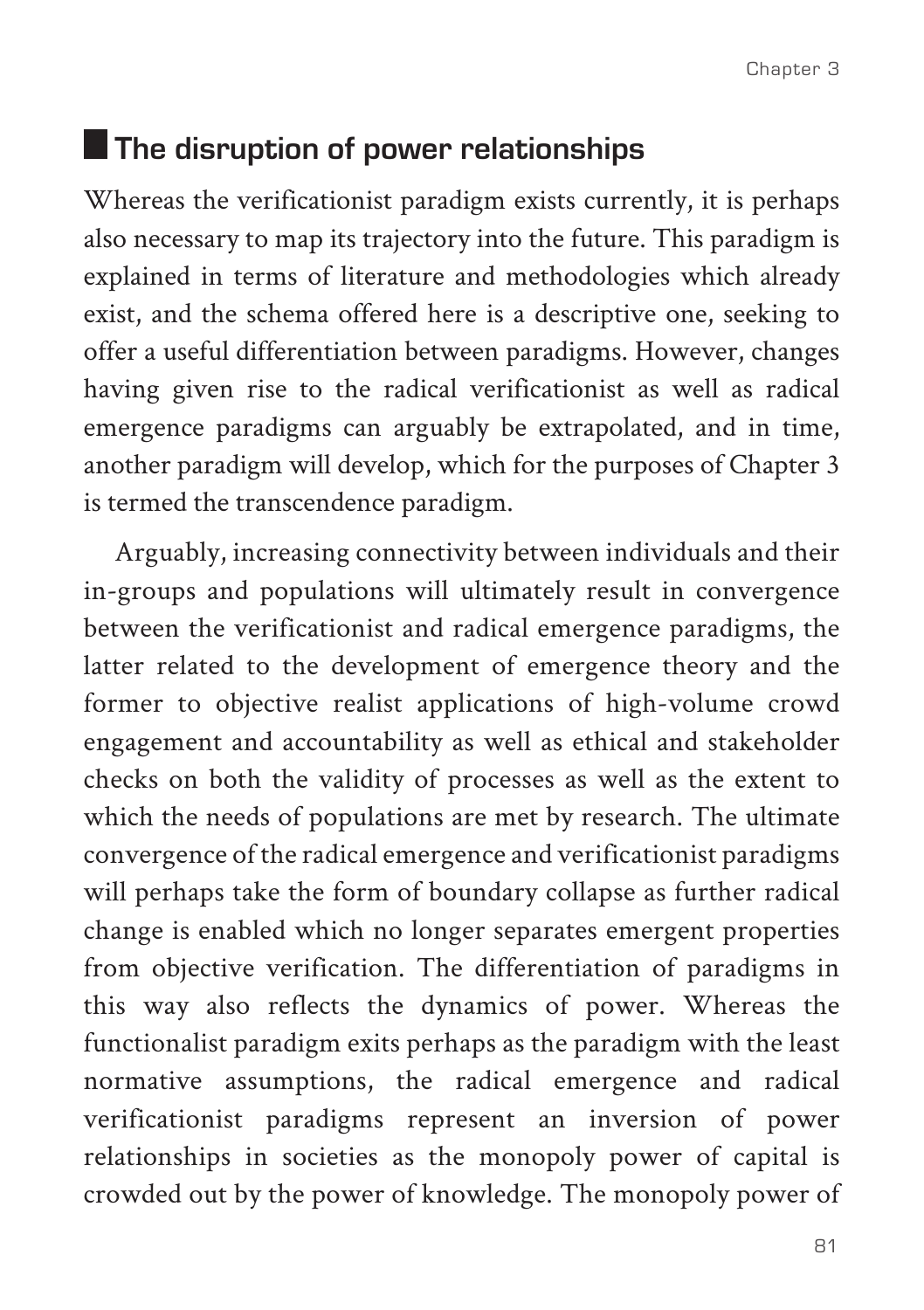## The disruption of power relationships

Whereas the verificationist paradigm exists currently, it is perhaps also necessary to map its trajectory into the future. This paradigm is explained in terms of literature and methodologies which already exist, and the schema offered here is a descriptive one, seeking to offer a useful differentiation between paradigms. However, changes having given rise to the radical verificationist as well as radical emergence paradigms can arguably be extrapolated, and in time, another paradigm will develop, which for the purposes of Chapter 3 is termed the transcendence paradigm.

Arguably, increasing connectivity between individuals and their in-groups and populations will ultimately result in convergence between the verificationist and radical emergence paradigms, the latter related to the development of emergence theory and the former to objective realist applications of high-volume crowd engagement and accountability as well as ethical and stakeholder checks on both the validity of processes as well as the extent to which the needs of populations are met by research. The ultimate convergence of the radical emergence and verificationist paradigms will perhaps take the form of boundary collapse as further radical change is enabled which no longer separates emergent properties from objective verification. The differentiation of paradigms in this way also reflects the dynamics of power. Whereas the functionalist paradigm exits perhaps as the paradigm with the least normative assumptions, the radical emergence and radical verificationist paradigms represent an inversion of power relationships in societies as the monopoly power of capital is crowded out by the power of knowledge. The monopoly power of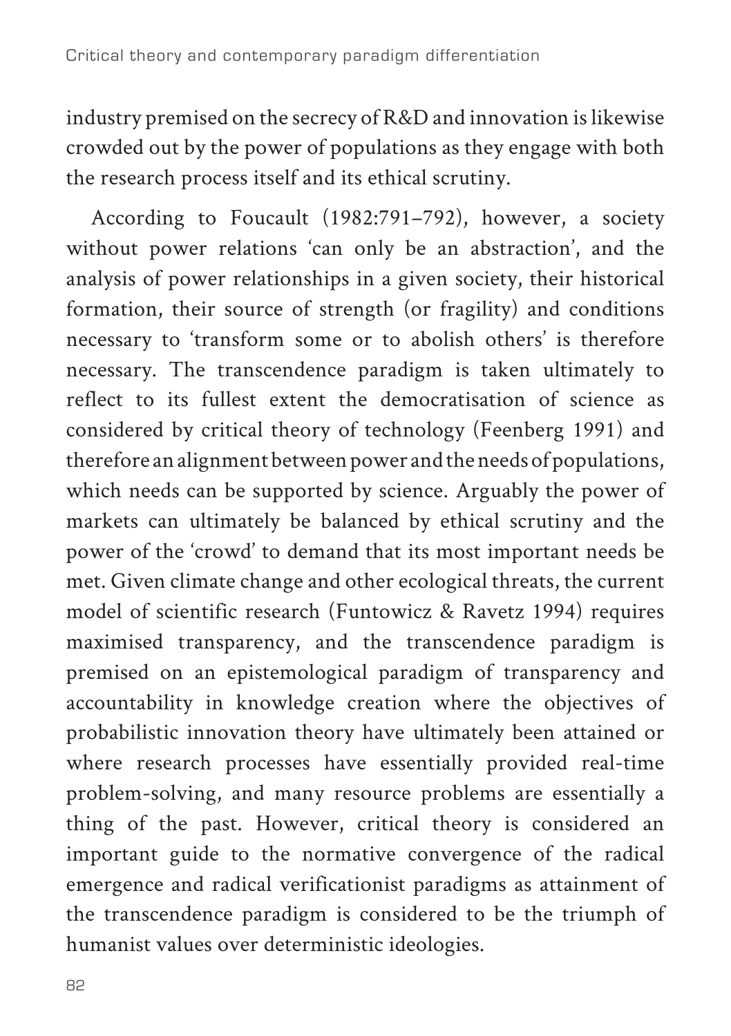industry premised on the secrecy of R&D and innovation is likewise crowded out by the power of populations as they engage with both the research process itself and its ethical scrutiny.

According to Foucault (1982:791–792), however, a society without power relations 'can only be an abstraction', and the analysis of power relationships in a given society, their historical formation, their source of strength (or fragility) and conditions necessary to 'transform some or to abolish others' is therefore necessary. The transcendence paradigm is taken ultimately to reflect to its fullest extent the democratisation of science as considered by critical theory of technology (Feenberg 1991) and therefore an alignment between power and the needs of populations, which needs can be supported by science. Arguably the power of markets can ultimately be balanced by ethical scrutiny and the power of the 'crowd' to demand that its most important needs be met. Given climate change and other ecological threats, the current model of scientific research (Funtowicz & Ravetz 1994) requires maximised transparency, and the transcendence paradigm is premised on an epistemological paradigm of transparency and accountability in knowledge creation where the objectives of probabilistic innovation theory have ultimately been attained or where research processes have essentially provided real-time problem-solving, and many resource problems are essentially a thing of the past. However, critical theory is considered an important guide to the normative convergence of the radical emergence and radical verificationist paradigms as attainment of the transcendence paradigm is considered to be the triumph of humanist values over deterministic ideologies.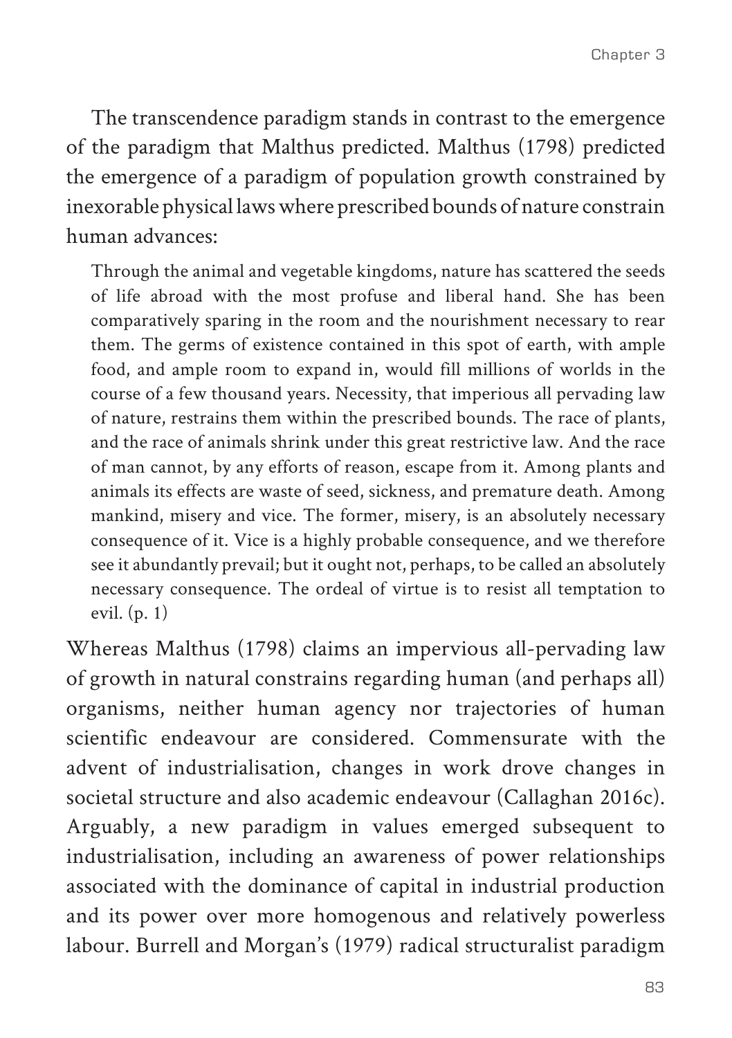The transcendence paradigm stands in contrast to the emergence of the paradigm that Malthus predicted. Malthus (1798) predicted the emergence of a paradigm of population growth constrained by inexorable physical laws where prescribed bounds of nature constrain human advances:

> Through the animal and vegetable kingdoms, nature has scattered the seeds of life abroad with the most profuse and liberal hand. She has been comparatively sparing in the room and the nourishment necessary to rear them. The germs of existence contained in this spot of earth, with ample food, and ample room to expand in, would fill millions of worlds in the course of a few thousand years. Necessity, that imperious all pervading law of nature, restrains them within the prescribed bounds. The race of plants, and the race of animals shrink under this great restrictive law. And the race of man cannot, by any efforts of reason, escape from it. Among plants and animals its effects are waste of seed, sickness, and premature death. Among mankind, misery and vice. The former, misery, is an absolutely necessary consequence of it. Vice is a highly probable consequence, and we therefore see it abundantly prevail; but it ought not, perhaps, to be called an absolutely necessary consequence. The ordeal of virtue is to resist all temptation to evil. (p. 1)

Whereas Malthus (1798) claims an impervious all-pervading law of growth in natural constrains regarding human (and perhaps all) organisms, neither human agency nor trajectories of human scientific endeavour are considered. Commensurate with the advent of industrialisation, changes in work drove changes in societal structure and also academic endeavour (Callaghan 2016c). Arguably, a new paradigm in values emerged subsequent to industrialisation, including an awareness of power relationships associated with the dominance of capital in industrial production and its power over more homogenous and relatively powerless labour. Burrell and Morgan's (1979) radical structuralist paradigm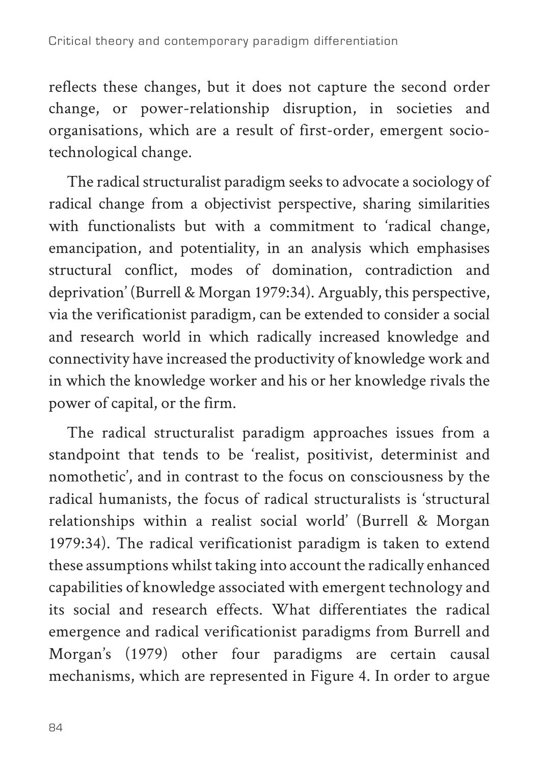reflects these changes, but it does not capture the second order change, or power-relationship disruption, in societies and organisations, which are a result of first-order, emergent socio-technological change.

The radical structuralist paradigm seeks to advocate a sociology of radical change from a objectivist perspective, sharing similarities with functionalists but with a commitment to 'radical change, emancipation, and potentiality, in an analysis which emphasises structural conflict, modes of domination, contradiction and deprivation' (Burrell & Morgan 1979:34). Arguably, this perspective, via the verificationist paradigm, can be extended to consider a social and research world in which radically increased knowledge and connectivity have increased the productivity of knowledge work and in which the knowledge worker and his or her knowledge rivals the power of capital, or the firm.

The radical structuralist paradigm approaches issues from a standpoint that tends to be 'realist, positivist, determinist and nomothetic', and in contrast to the focus on consciousness by the radical humanists, the focus of radical structuralists is 'structural relationships within a realist social world' (Burrell & Morgan 1979:34). The radical verificationist paradigm is taken to extend these assumptions whilst taking into account the radically enhanced capabilities of knowledge associated with emergent technology and its social and research effects. What differentiates the radical emergence and radical verificationist paradigms from Burrell and Morgan's (1979) other four paradigms are certain causal mechanisms, which are represented in Figure 4. In order to argue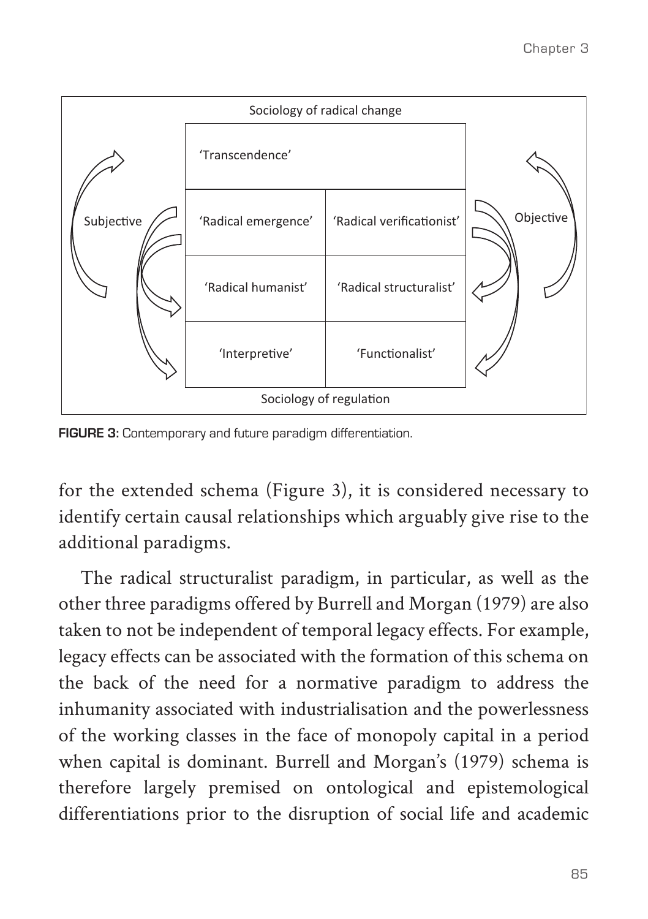Sociology of radical change

'Transcendence'

Subjective

'Radical emergence'

'Radical verificationist'

Objective

'Radical humanist'

'Radical structuralist'

'Interpretive'

'Functionalist'

Sociology of regulation

**FIGURE 3:** Contemporary and future paradigm differentiation.

for the extended schema (Figure 3), it is considered necessary to identify certain causal relationships which arguably give rise to the additional paradigms.

The radical structuralist paradigm, in particular, as well as the other three paradigms offered by Burrell and Morgan (1979) are also taken to not be independent of temporal legacy effects. For example, legacy effects can be associated with the formation of this schema on the back of the need for a normative paradigm to address the inhumanity associated with industrialisation and the powerlessness of the working classes in the face of monopoly capital in a period when capital is dominant. Burrell and Morgan's (1979) schema is therefore largely premised on ontological and epistemological differentiations prior to the disruption of social life and academic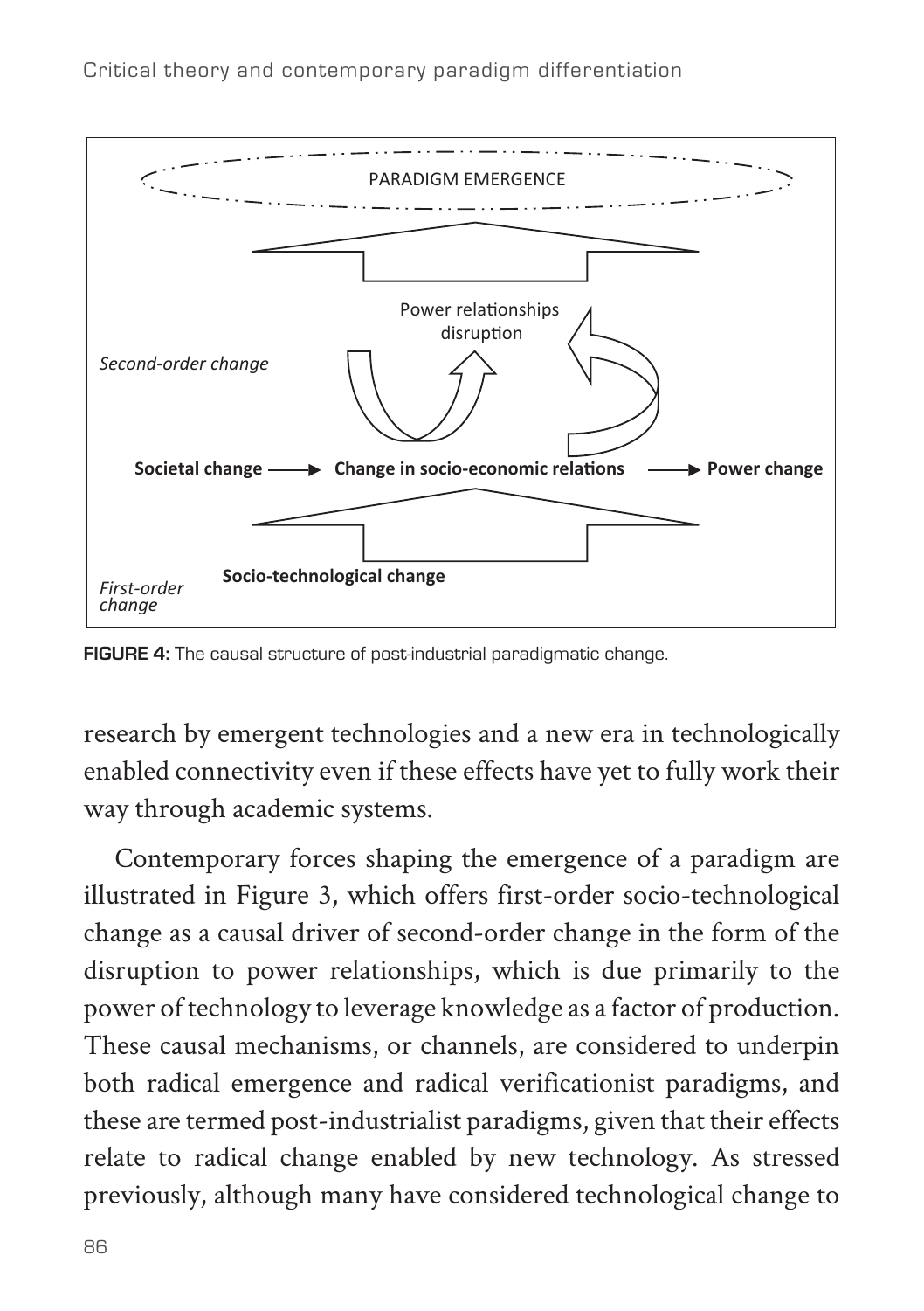PARADIGM EMERGENCE

Power relationships disruption

*Second-order change*

**Societal change** → **Change in socio-economic relations** → **Power change**

**Socio-technological change**

*First-order change*

**FIGURE 4:** The causal structure of post-industrial paradigmatic change.

research by emergent technologies and a new era in technologically enabled connectivity even if these effects have yet to fully work their way through academic systems.

Contemporary forces shaping the emergence of a paradigm are illustrated in Figure 3, which offers first-order socio-technological change as a causal driver of second-order change in the form of the disruption to power relationships, which is due primarily to the power of technology to leverage knowledge as a factor of production. These causal mechanisms, or channels, are considered to underpin both radical emergence and radical verificationist paradigms, and these are termed post-industrialist paradigms, given that their effects relate to radical change enabled by new technology. As stressed previously, although many have considered technological change to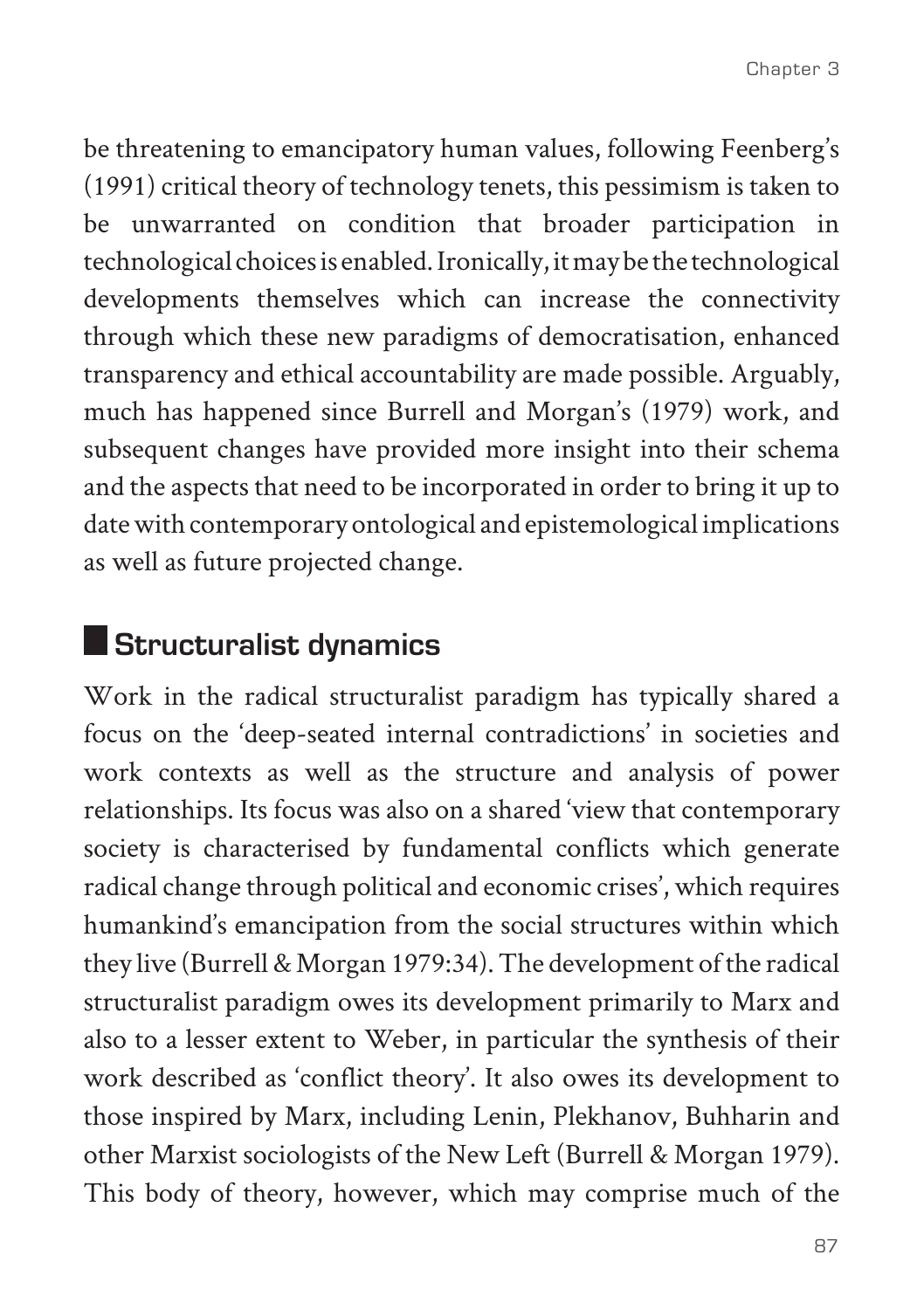be threatening to emancipatory human values, following Feenberg's (1991) critical theory of technology tenets, this pessimism is taken to be unwarranted on condition that broader participation in technological choices is enabled. Ironically, it may be the technological developments themselves which can increase the connectivity through which these new paradigms of democratisation, enhanced transparency and ethical accountability are made possible. Arguably, much has happened since Burrell and Morgan's (1979) work, and subsequent changes have provided more insight into their schema and the aspects that need to be incorporated in order to bring it up to date with contemporary ontological and epistemological implications as well as future projected change.

## Structuralist dynamics

Work in the radical structuralist paradigm has typically shared a focus on the 'deep-seated internal contradictions' in societies and work contexts as well as the structure and analysis of power relationships. Its focus was also on a shared 'view that contemporary society is characterised by fundamental conflicts which generate radical change through political and economic crises', which requires humankind's emancipation from the social structures within which they live (Burrell & Morgan 1979:34). The development of the radical structuralist paradigm owes its development primarily to Marx and also to a lesser extent to Weber, in particular the synthesis of their work described as 'conflict theory'. It also owes its development to those inspired by Marx, including Lenin, Plekhanov, Buhharin and other Marxist sociologists of the New Left (Burrell & Morgan 1979). This body of theory, however, which may comprise much of the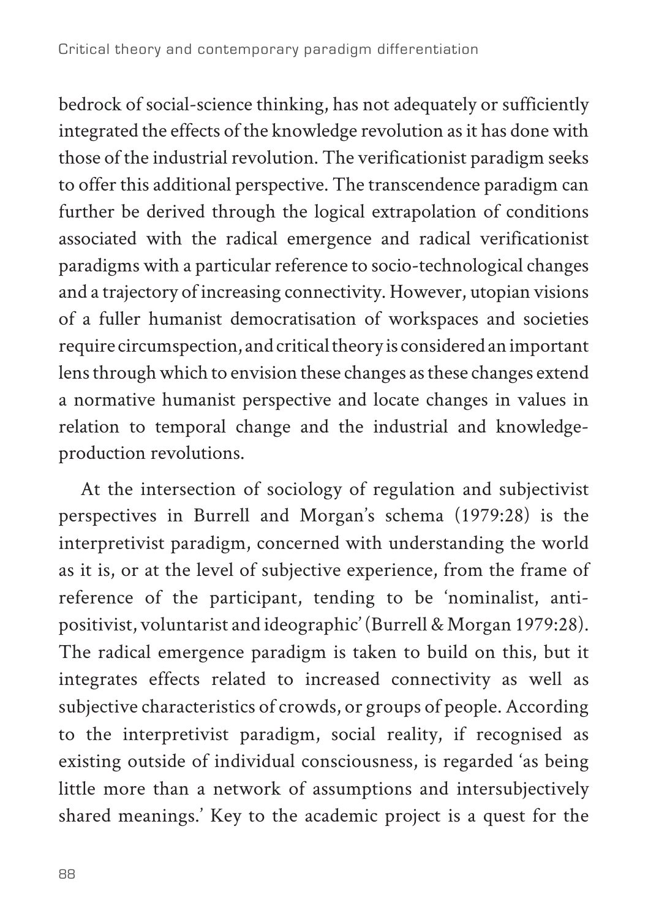bedrock of social-science thinking, has not adequately or sufficiently integrated the effects of the knowledge revolution as it has done with those of the industrial revolution. The verificationist paradigm seeks to offer this additional perspective. The transcendence paradigm can further be derived through the logical extrapolation of conditions associated with the radical emergence and radical verificationist paradigms with a particular reference to socio-technological changes and a trajectory of increasing connectivity. However, utopian visions of a fuller humanist democratisation of workspaces and societies require circumspection, and critical theory is considered an important lens through which to envision these changes as these changes extend a normative humanist perspective and locate changes in values in relation to temporal change and the industrial and knowledge-production revolutions.

At the intersection of sociology of regulation and subjectivist perspectives in Burrell and Morgan's schema (1979:28) is the interpretivist paradigm, concerned with understanding the world as it is, or at the level of subjective experience, from the frame of reference of the participant, tending to be 'nominalist, anti-positivist, voluntarist and ideographic' (Burrell & Morgan 1979:28). The radical emergence paradigm is taken to build on this, but it integrates effects related to increased connectivity as well as subjective characteristics of crowds, or groups of people. According to the interpretivist paradigm, social reality, if recognised as existing outside of individual consciousness, is regarded 'as being little more than a network of assumptions and intersubjectively shared meanings.' Key to the academic project is a quest for the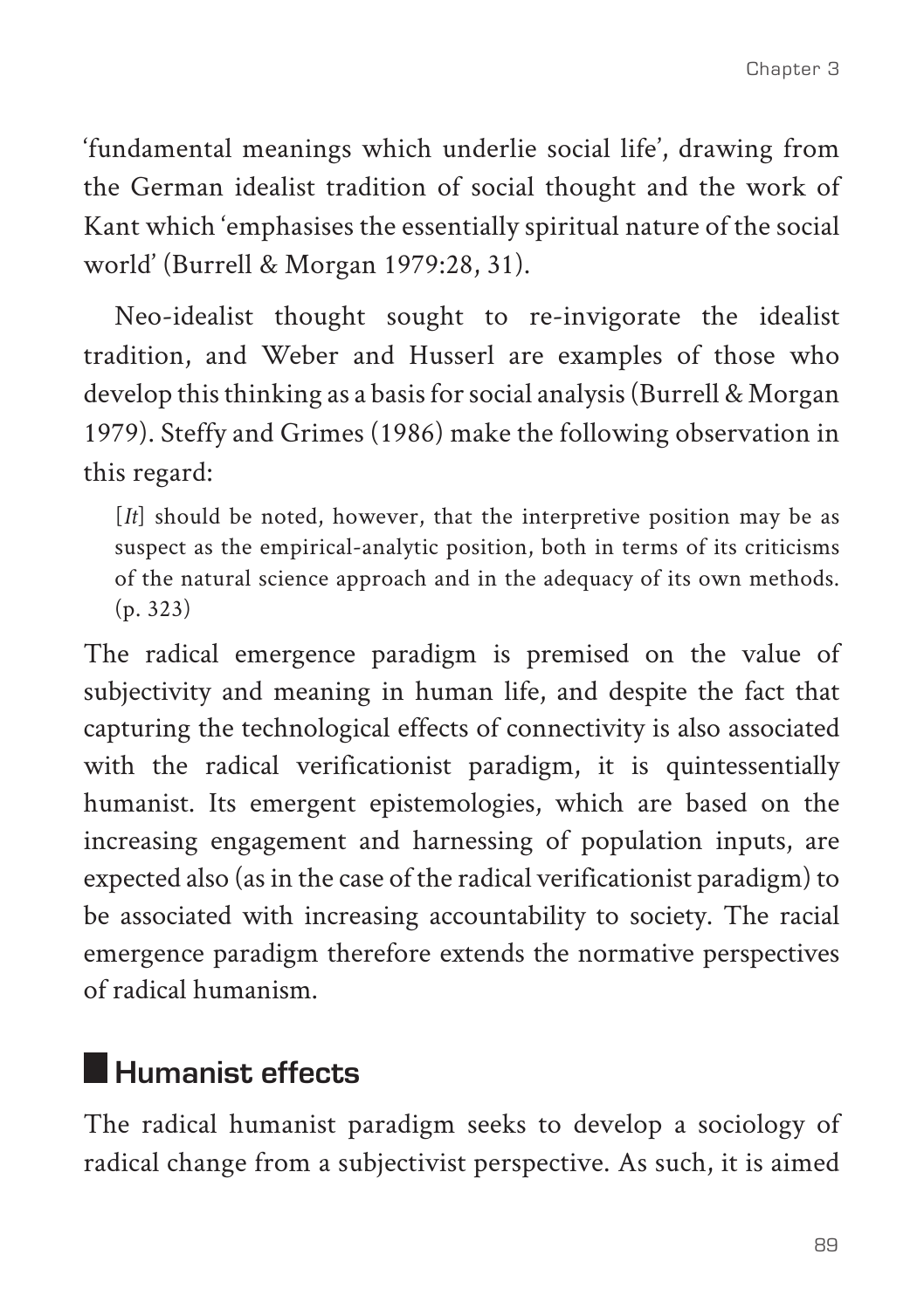'fundamental meanings which underlie social life', drawing from the German idealist tradition of social thought and the work of Kant which 'emphasises the essentially spiritual nature of the social world' (Burrell & Morgan 1979:28, 31).

Neo-idealist thought sought to re-invigorate the idealist tradition, and Weber and Husserl are examples of those who develop this thinking as a basis for social analysis (Burrell & Morgan 1979). Steffy and Grimes (1986) make the following observation in this regard:

> [*It*] should be noted, however, that the interpretive position may be as suspect as the empirical-analytic position, both in terms of its criticisms of the natural science approach and in the adequacy of its own methods. (p. 323)

The radical emergence paradigm is premised on the value of subjectivity and meaning in human life, and despite the fact that capturing the technological effects of connectivity is also associated with the radical verificationist paradigm, it is quintessentially humanist. Its emergent epistemologies, which are based on the increasing engagement and harnessing of population inputs, are expected also (as in the case of the radical verificationist paradigm) to be associated with increasing accountability to society. The racial emergence paradigm therefore extends the normative perspectives of radical humanism.

## Humanist effects

The radical humanist paradigm seeks to develop a sociology of radical change from a subjectivist perspective. As such, it is aimed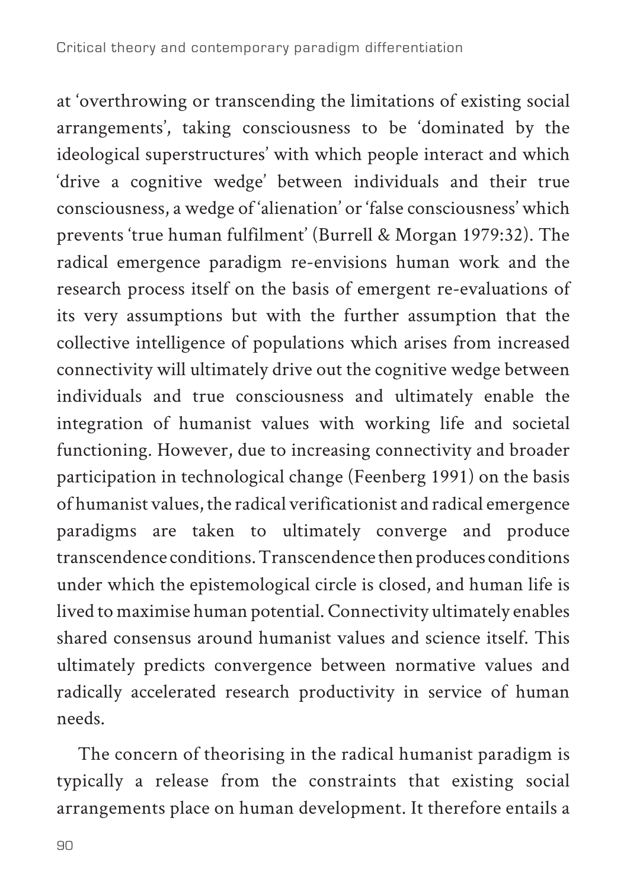at 'overthrowing or transcending the limitations of existing social arrangements', taking consciousness to be 'dominated by the ideological superstructures' with which people interact and which 'drive a cognitive wedge' between individuals and their true consciousness, a wedge of 'alienation' or 'false consciousness' which prevents 'true human fulfilment' (Burrell & Morgan 1979:32). The radical emergence paradigm re-envisions human work and the research process itself on the basis of emergent re-evaluations of its very assumptions but with the further assumption that the collective intelligence of populations which arises from increased connectivity will ultimately drive out the cognitive wedge between individuals and true consciousness and ultimately enable the integration of humanist values with working life and societal functioning. However, due to increasing connectivity and broader participation in technological change (Feenberg 1991) on the basis of humanist values, the radical verificationist and radical emergence paradigms are taken to ultimately converge and produce transcendence conditions. Transcendence then produces conditions under which the epistemological circle is closed, and human life is lived to maximise human potential. Connectivity ultimately enables shared consensus around humanist values and science itself. This ultimately predicts convergence between normative values and radically accelerated research productivity in service of human needs.

The concern of theorising in the radical humanist paradigm is typically a release from the constraints that existing social arrangements place on human development. It therefore entails a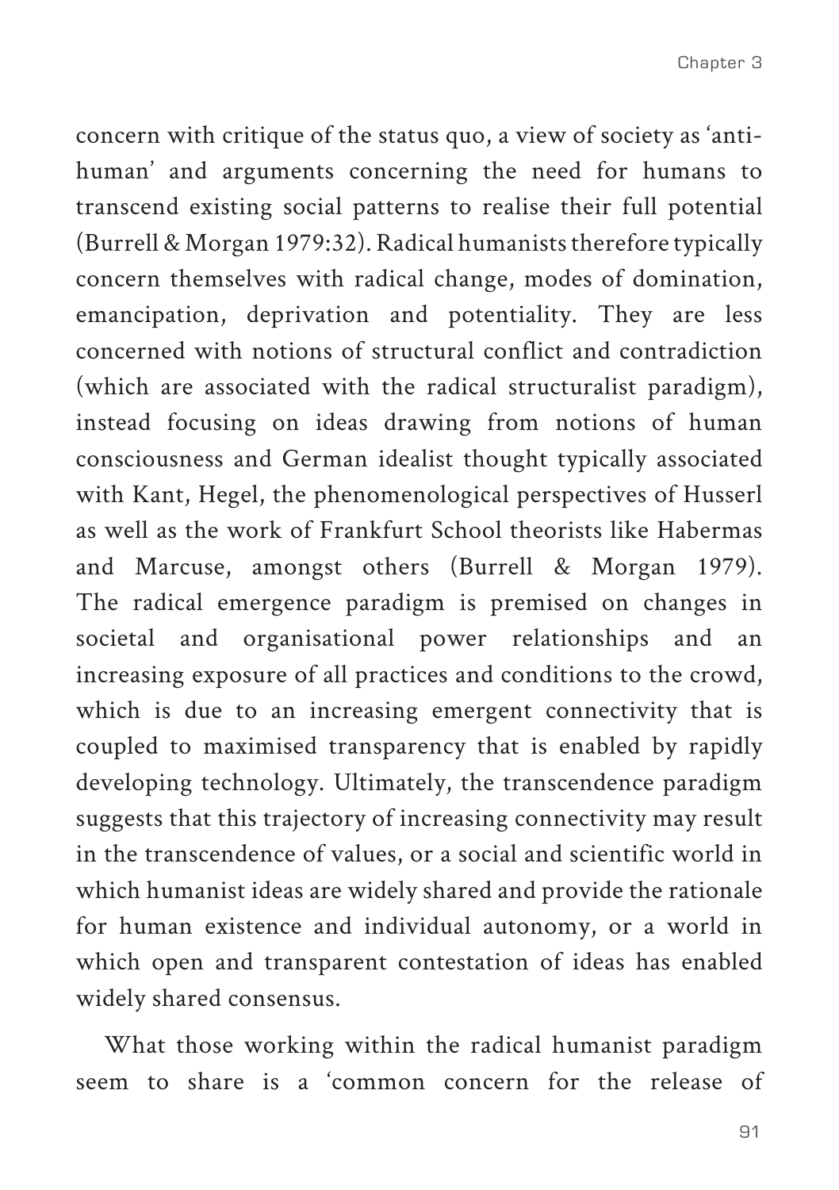concern with critique of the status quo, a view of society as 'anti-human' and arguments concerning the need for humans to transcend existing social patterns to realise their full potential (Burrell & Morgan 1979:32). Radical humanists therefore typically concern themselves with radical change, modes of domination, emancipation, deprivation and potentiality. They are less concerned with notions of structural conflict and contradiction (which are associated with the radical structuralist paradigm), instead focusing on ideas drawing from notions of human consciousness and German idealist thought typically associated with Kant, Hegel, the phenomenological perspectives of Husserl as well as the work of Frankfurt School theorists like Habermas and Marcuse, amongst others (Burrell & Morgan 1979). The radical emergence paradigm is premised on changes in societal and organisational power relationships and an increasing exposure of all practices and conditions to the crowd, which is due to an increasing emergent connectivity that is coupled to maximised transparency that is enabled by rapidly developing technology. Ultimately, the transcendence paradigm suggests that this trajectory of increasing connectivity may result in the transcendence of values, or a social and scientific world in which humanist ideas are widely shared and provide the rationale for human existence and individual autonomy, or a world in which open and transparent contestation of ideas has enabled widely shared consensus.

What those working within the radical humanist paradigm seem to share is a 'common concern for the release of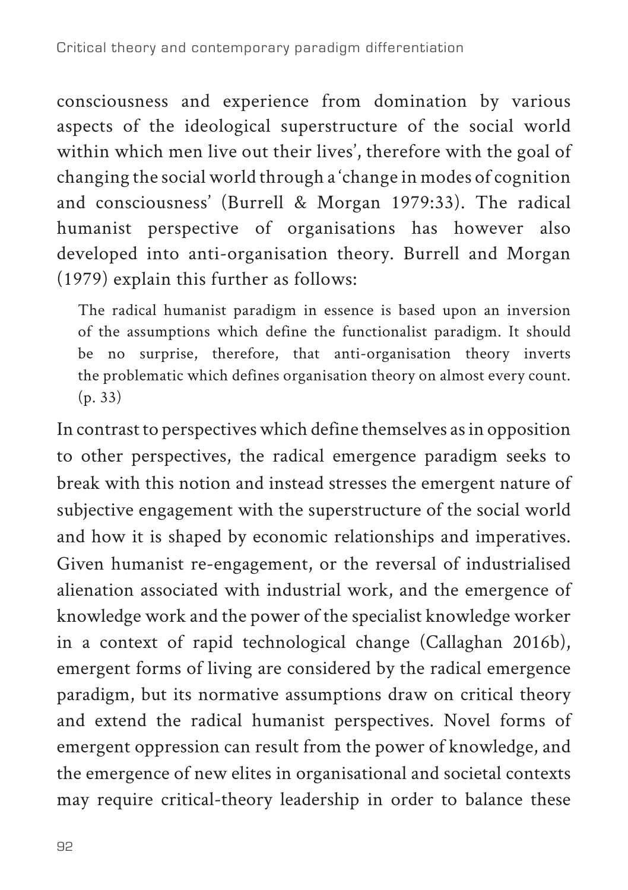consciousness and experience from domination by various aspects of the ideological superstructure of the social world within which men live out their lives', therefore with the goal of changing the social world through a 'change in modes of cognition and consciousness' (Burrell & Morgan 1979:33). The radical humanist perspective of organisations has however also developed into anti-organisation theory. Burrell and Morgan (1979) explain this further as follows:

> The radical humanist paradigm in essence is based upon an inversion of the assumptions which define the functionalist paradigm. It should be no surprise, therefore, that anti-organisation theory inverts the problematic which defines organisation theory on almost every count. (p. 33)

In contrast to perspectives which define themselves as in opposition to other perspectives, the radical emergence paradigm seeks to break with this notion and instead stresses the emergent nature of subjective engagement with the superstructure of the social world and how it is shaped by economic relationships and imperatives. Given humanist re-engagement, or the reversal of industrialised alienation associated with industrial work, and the emergence of knowledge work and the power of the specialist knowledge worker in a context of rapid technological change (Callaghan 2016b), emergent forms of living are considered by the radical emergence paradigm, but its normative assumptions draw on critical theory and extend the radical humanist perspectives. Novel forms of emergent oppression can result from the power of knowledge, and the emergence of new elites in organisational and societal contexts may require critical-theory leadership in order to balance these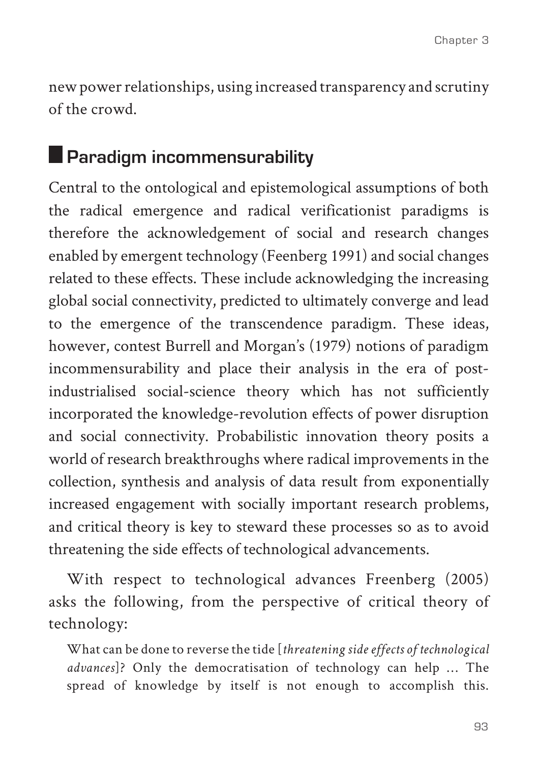new power relationships, using increased transparency and scrutiny of the crowd.

## Paradigm incommensurability

Central to the ontological and epistemological assumptions of both the radical emergence and radical verificationist paradigms is therefore the acknowledgement of social and research changes enabled by emergent technology (Feenberg 1991) and social changes related to these effects. These include acknowledging the increasing global social connectivity, predicted to ultimately converge and lead to the emergence of the transcendence paradigm. These ideas, however, contest Burrell and Morgan's (1979) notions of paradigm incommensurability and place their analysis in the era of post-industrialised social-science theory which has not sufficiently incorporated the knowledge-revolution effects of power disruption and social connectivity. Probabilistic innovation theory posits a world of research breakthroughs where radical improvements in the collection, synthesis and analysis of data result from exponentially increased engagement with socially important research problems, and critical theory is key to steward these processes so as to avoid threatening the side effects of technological advancements.

With respect to technological advances Freenberg (2005) asks the following, from the perspective of critical theory of technology:

> What can be done to reverse the tide [*threatening side effects of technological advances*]? Only the democratisation of technology can help … The spread of knowledge by itself is not enough to accomplish this.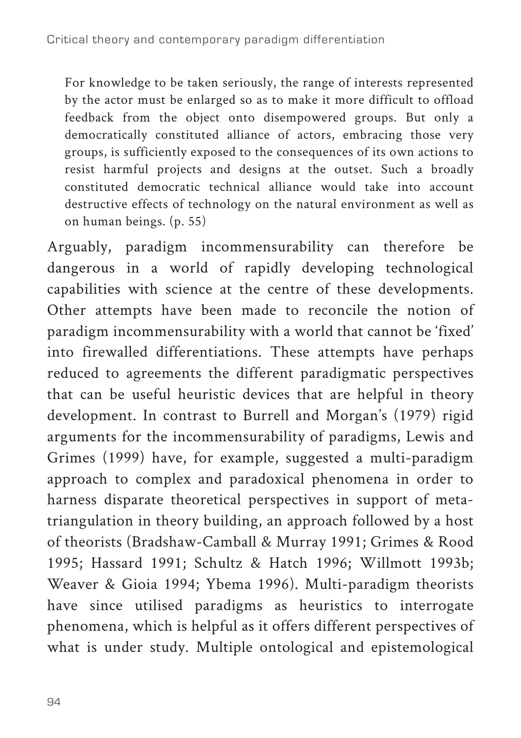> For knowledge to be taken seriously, the range of interests represented by the actor must be enlarged so as to make it more difficult to offload feedback from the object onto disempowered groups. But only a democratically constituted alliance of actors, embracing those very groups, is sufficiently exposed to the consequences of its own actions to resist harmful projects and designs at the outset. Such a broadly constituted democratic technical alliance would take into account destructive effects of technology on the natural environment as well as on human beings. (p. 55)

Arguably, paradigm incommensurability can therefore be dangerous in a world of rapidly developing technological capabilities with science at the centre of these developments. Other attempts have been made to reconcile the notion of paradigm incommensurability with a world that cannot be 'fixed' into firewalled differentiations. These attempts have perhaps reduced to agreements the different paradigmatic perspectives that can be useful heuristic devices that are helpful in theory development. In contrast to Burrell and Morgan's (1979) rigid arguments for the incommensurability of paradigms, Lewis and Grimes (1999) have, for example, suggested a multi-paradigm approach to complex and paradoxical phenomena in order to harness disparate theoretical perspectives in support of meta-triangulation in theory building, an approach followed by a host of theorists (Bradshaw-Camball & Murray 1991; Grimes & Rood 1995; Hassard 1991; Schultz & Hatch 1996; Willmott 1993b; Weaver & Gioia 1994; Ybema 1996). Multi-paradigm theorists have since utilised paradigms as heuristics to interrogate phenomena, which is helpful as it offers different perspectives of what is under study. Multiple ontological and epistemological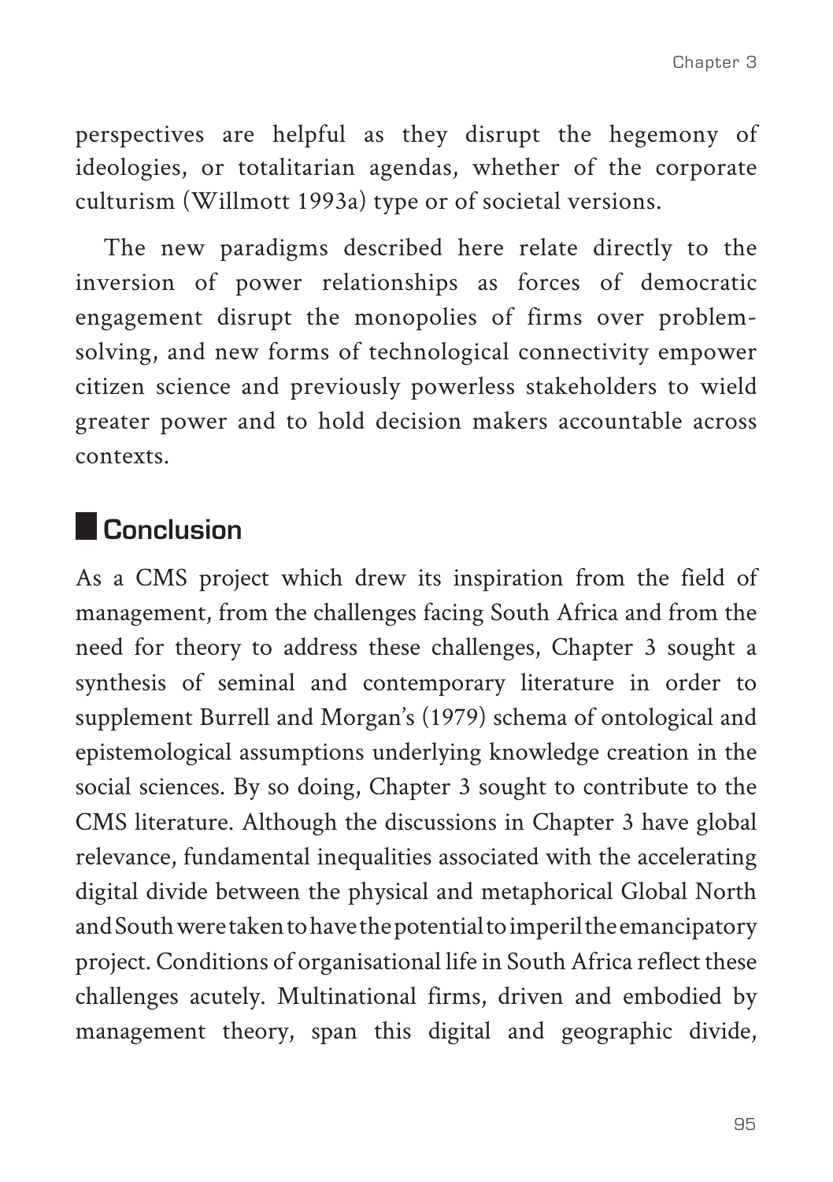perspectives are helpful as they disrupt the hegemony of ideologies, or totalitarian agendas, whether of the corporate culturism (Willmott 1993a) type or of societal versions.

The new paradigms described here relate directly to the inversion of power relationships as forces of democratic engagement disrupt the monopolies of firms over problem-solving, and new forms of technological connectivity empower citizen science and previously powerless stakeholders to wield greater power and to hold decision makers accountable across contexts.

## Conclusion

As a CMS project which drew its inspiration from the field of management, from the challenges facing South Africa and from the need for theory to address these challenges, Chapter 3 sought a synthesis of seminal and contemporary literature in order to supplement Burrell and Morgan's (1979) schema of ontological and epistemological assumptions underlying knowledge creation in the social sciences. By so doing, Chapter 3 sought to contribute to the CMS literature. Although the discussions in Chapter 3 have global relevance, fundamental inequalities associated with the accelerating digital divide between the physical and metaphorical Global North and South were taken to have the potential to imperil the emancipatory project. Conditions of organisational life in South Africa reflect these challenges acutely. Multinational firms, driven and embodied by management theory, span this digital and geographic divide,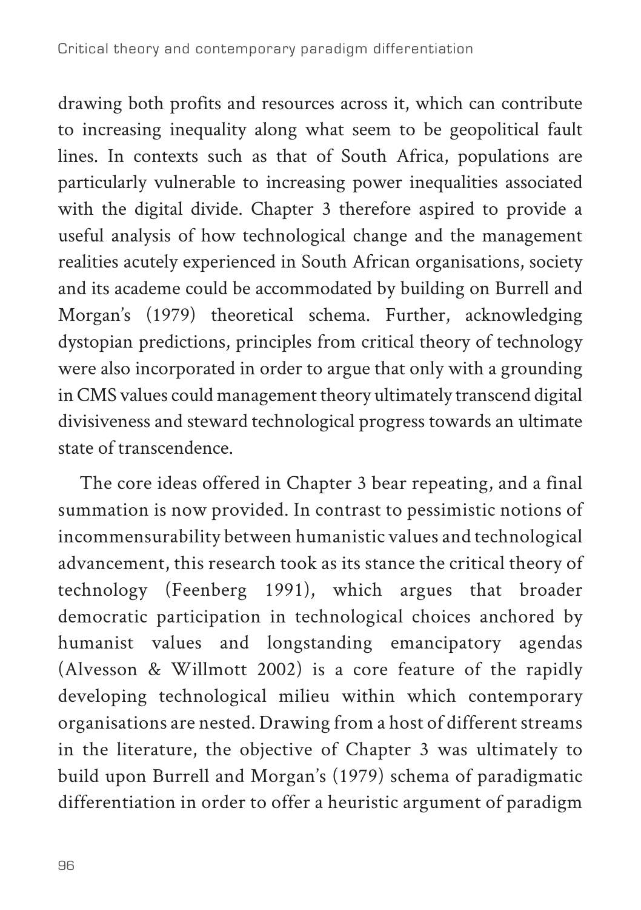drawing both profits and resources across it, which can contribute to increasing inequality along what seem to be geopolitical fault lines. In contexts such as that of South Africa, populations are particularly vulnerable to increasing power inequalities associated with the digital divide. Chapter 3 therefore aspired to provide a useful analysis of how technological change and the management realities acutely experienced in South African organisations, society and its academe could be accommodated by building on Burrell and Morgan's (1979) theoretical schema. Further, acknowledging dystopian predictions, principles from critical theory of technology were also incorporated in order to argue that only with a grounding in CMS values could management theory ultimately transcend digital divisiveness and steward technological progress towards an ultimate state of transcendence.

The core ideas offered in Chapter 3 bear repeating, and a final summation is now provided. In contrast to pessimistic notions of incommensurability between humanistic values and technological advancement, this research took as its stance the critical theory of technology (Feenberg 1991), which argues that broader democratic participation in technological choices anchored by humanist values and longstanding emancipatory agendas (Alvesson & Willmott 2002) is a core feature of the rapidly developing technological milieu within which contemporary organisations are nested. Drawing from a host of different streams in the literature, the objective of Chapter 3 was ultimately to build upon Burrell and Morgan's (1979) schema of paradigmatic differentiation in order to offer a heuristic argument of paradigm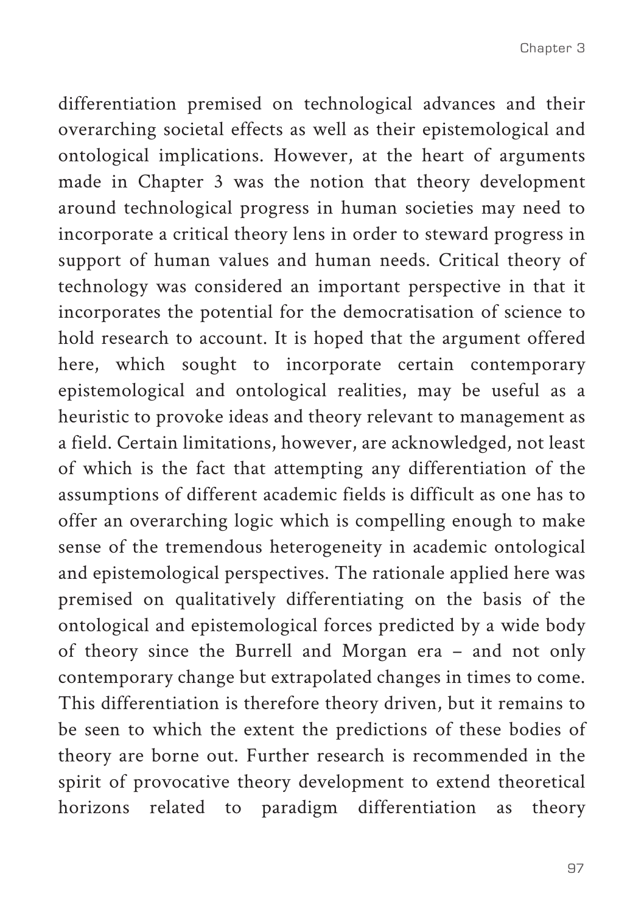differentiation premised on technological advances and their overarching societal effects as well as their epistemological and ontological implications. However, at the heart of arguments made in Chapter 3 was the notion that theory development around technological progress in human societies may need to incorporate a critical theory lens in order to steward progress in support of human values and human needs. Critical theory of technology was considered an important perspective in that it incorporates the potential for the democratisation of science to hold research to account. It is hoped that the argument offered here, which sought to incorporate certain contemporary epistemological and ontological realities, may be useful as a heuristic to provoke ideas and theory relevant to management as a field. Certain limitations, however, are acknowledged, not least of which is the fact that attempting any differentiation of the assumptions of different academic fields is difficult as one has to offer an overarching logic which is compelling enough to make sense of the tremendous heterogeneity in academic ontological and epistemological perspectives. The rationale applied here was premised on qualitatively differentiating on the basis of the ontological and epistemological forces predicted by a wide body of theory since the Burrell and Morgan era – and not only contemporary change but extrapolated changes in times to come. This differentiation is therefore theory driven, but it remains to be seen to which the extent the predictions of these bodies of theory are borne out. Further research is recommended in the spirit of provocative theory development to extend theoretical horizons related to paradigm differentiation as theory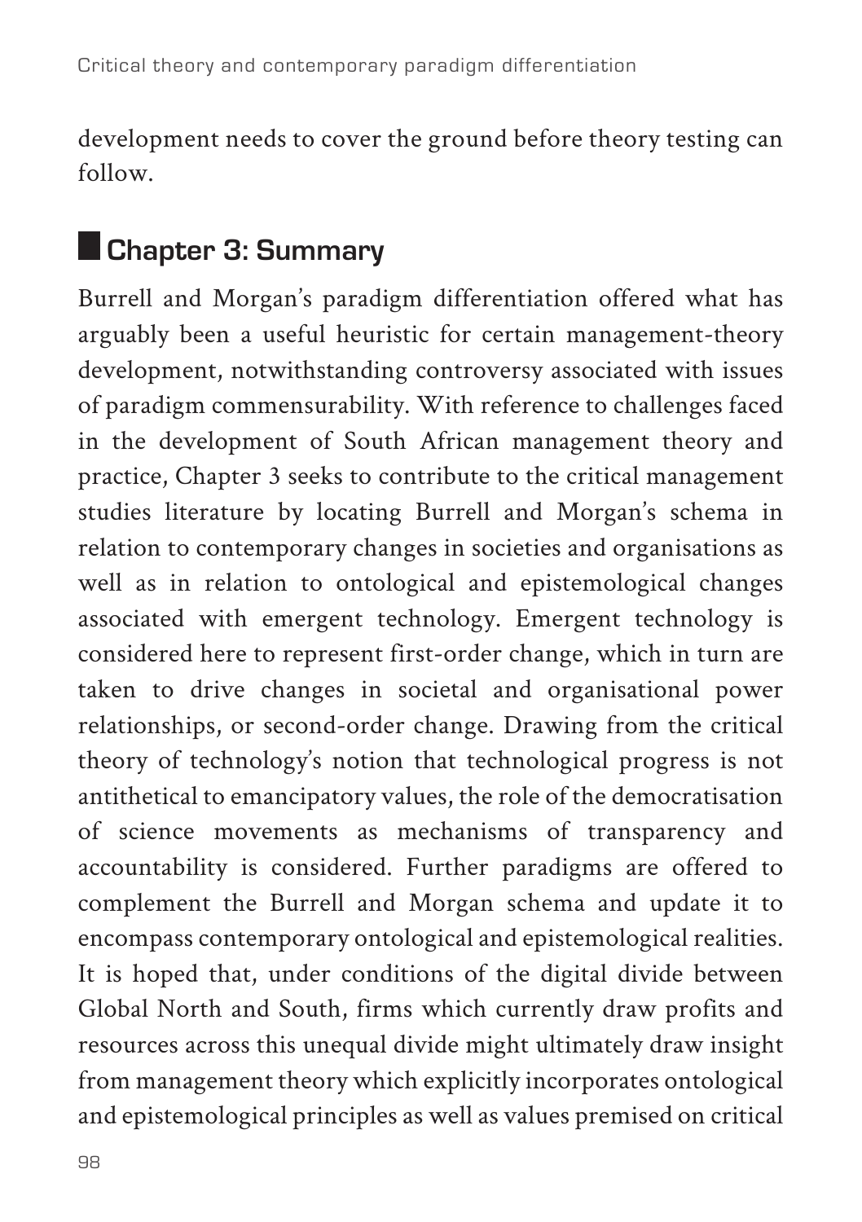development needs to cover the ground before theory testing can follow.

## Chapter 3: Summary

Burrell and Morgan's paradigm differentiation offered what has arguably been a useful heuristic for certain management-theory development, notwithstanding controversy associated with issues of paradigm commensurability. With reference to challenges faced in the development of South African management theory and practice, Chapter 3 seeks to contribute to the critical management studies literature by locating Burrell and Morgan's schema in relation to contemporary changes in societies and organisations as well as in relation to ontological and epistemological changes associated with emergent technology. Emergent technology is considered here to represent first-order change, which in turn are taken to drive changes in societal and organisational power relationships, or second-order change. Drawing from the critical theory of technology's notion that technological progress is not antithetical to emancipatory values, the role of the democratisation of science movements as mechanisms of transparency and accountability is considered. Further paradigms are offered to complement the Burrell and Morgan schema and update it to encompass contemporary ontological and epistemological realities. It is hoped that, under conditions of the digital divide between Global North and South, firms which currently draw profits and resources across this unequal divide might ultimately draw insight from management theory which explicitly incorporates ontological and epistemological principles as well as values premised on critical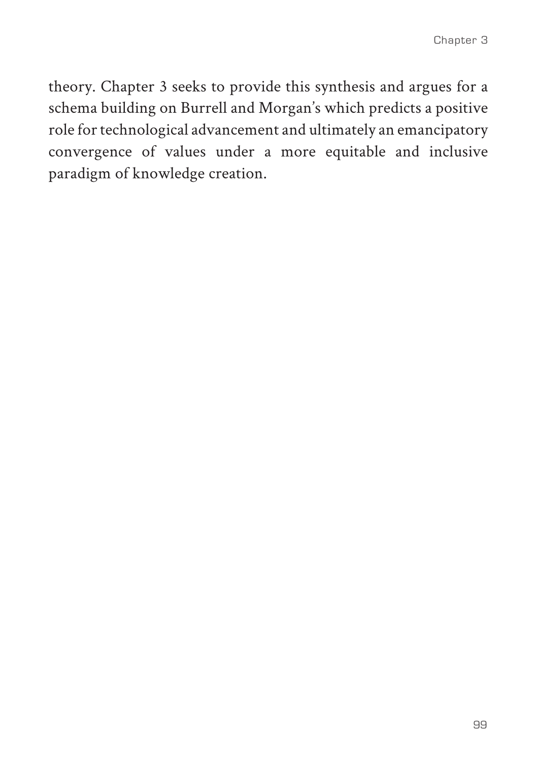theory. Chapter 3 seeks to provide this synthesis and argues for a schema building on Burrell and Morgan's which predicts a positive role for technological advancement and ultimately an emancipatory convergence of values under a more equitable and inclusive paradigm of knowledge creation.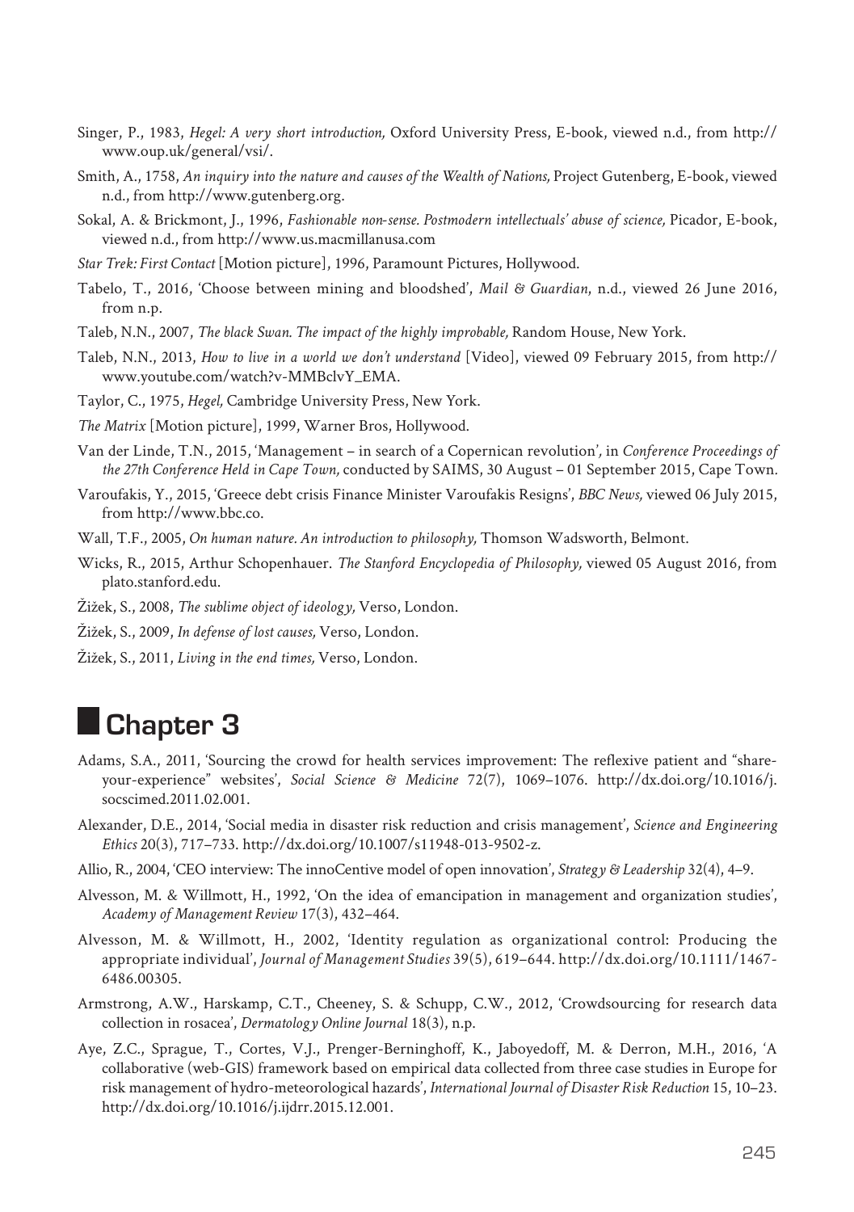Singer, P., 1983, *Hegel: A very short introduction,* Oxford University Press, E-book, viewed n.d., from http://www.oup.uk/general/vsi/.

Smith, A., 1758, *An inquiry into the nature and causes of the Wealth of Nations,* Project Gutenberg, E-book, viewed n.d., from http://www.gutenberg.org.

Sokal, A. & Brickmont, J., 1996, *Fashionable non-sense. Postmodern intellectuals' abuse of science,* Picador, E-book, viewed n.d., from http://www.us.macmillanusa.com

*Star Trek: First Contact* [Motion picture], 1996, Paramount Pictures, Hollywood.

Tabelo, T., 2016, 'Choose between mining and bloodshed', *Mail & Guardian*, n.d., viewed 26 June 2016, from n.p.

Taleb, N.N., 2007, *The black Swan. The impact of the highly improbable,* Random House, New York.

Taleb, N.N., 2013, *How to live in a world we don't understand* [Video], viewed 09 February 2015, from http://www.youtube.com/watch?v-MMBclvY_EMA.

Taylor, C., 1975, *Hegel,* Cambridge University Press, New York.

*The Matrix* [Motion picture], 1999, Warner Bros, Hollywood.

Van der Linde, T.N., 2015, 'Management – in search of a Copernican revolution', in *Conference Proceedings of the 27th Conference Held in Cape Town,* conducted by SAIMS, 30 August – 01 September 2015, Cape Town.

Varoufakis, Y., 2015, 'Greece debt crisis Finance Minister Varoufakis Resigns', *BBC News,* viewed 06 July 2015, from http://www.bbc.co.

Wall, T.F., 2005, *On human nature. An introduction to philosophy,* Thomson Wadsworth, Belmont.

Wicks, R., 2015, Arthur Schopenhauer. *The Stanford Encyclopedia of Philosophy,* viewed 05 August 2016, from plato.stanford.edu.

Žižek, S., 2008, *The sublime object of ideology,* Verso, London.

Žižek, S., 2009, *In defense of lost causes,* Verso, London.

Žižek, S., 2011, *Living in the end times,* Verso, London.

# Chapter 3

Adams, S.A., 2011, 'Sourcing the crowd for health services improvement: The reflexive patient and "share-your-experience" websites', *Social Science & Medicine* 72(7), 1069–1076. http://dx.doi.org/10.1016/j.socscimed.2011.02.001.

Alexander, D.E., 2014, 'Social media in disaster risk reduction and crisis management', *Science and Engineering Ethics* 20(3), 717–733. http://dx.doi.org/10.1007/s11948-013-9502-z.

Allio, R., 2004, 'CEO interview: The innoCentive model of open innovation', *Strategy & Leadership* 32(4), 4–9.

Alvesson, M. & Willmott, H., 1992, 'On the idea of emancipation in management and organization studies', *Academy of Management Review* 17(3), 432–464.

Alvesson, M. & Willmott, H., 2002, 'Identity regulation as organizational control: Producing the appropriate individual', *Journal of Management Studies* 39(5), 619–644. http://dx.doi.org/10.1111/1467-6486.00305.

Armstrong, A.W., Harskamp, C.T., Cheeney, S. & Schupp, C.W., 2012, 'Crowdsourcing for research data collection in rosacea', *Dermatology Online Journal* 18(3), n.p.

Aye, Z.C., Sprague, T., Cortes, V.J., Prenger-Berninghoff, K., Jaboyedoff, M. & Derron, M.H., 2016, 'A collaborative (web-GIS) framework based on empirical data collected from three case studies in Europe for risk management of hydro-meteorological hazards', *International Journal of Disaster Risk Reduction* 15, 10–23. http://dx.doi.org/10.1016/j.ijdrr.2015.12.001.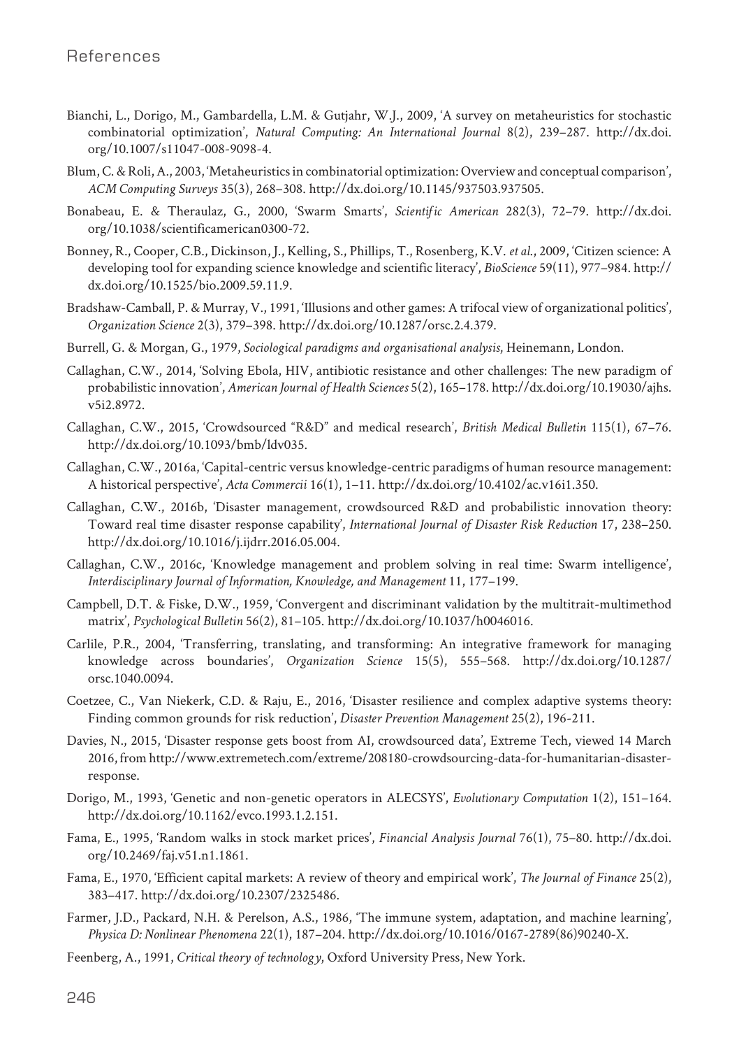# References

Bianchi, L., Dorigo, M., Gambardella, L.M. & Gutjahr, W.J., 2009, 'A survey on metaheuristics for stochastic combinatorial optimization', *Natural Computing: An International Journal* 8(2), 239–287. http://dx.doi.org/10.1007/s11047-008-9098-4.

Blum, C. & Roli, A., 2003, 'Metaheuristics in combinatorial optimization: Overview and conceptual comparison', *ACM Computing Surveys* 35(3), 268–308. http://dx.doi.org/10.1145/937503.937505.

Bonabeau, E. & Theraulaz, G., 2000, 'Swarm Smarts', *Scientific American* 282(3), 72–79. http://dx.doi.org/10.1038/scientificamerican0300-72.

Bonney, R., Cooper, C.B., Dickinson, J., Kelling, S., Phillips, T., Rosenberg, K.V. *et al.*, 2009, 'Citizen science: A developing tool for expanding science knowledge and scientific literacy', *BioScience* 59(11), 977–984. http://dx.doi.org/10.1525/bio.2009.59.11.9.

Bradshaw-Camball, P. & Murray, V., 1991, 'Illusions and other games: A trifocal view of organizational politics', *Organization Science* 2(3), 379–398. http://dx.doi.org/10.1287/orsc.2.4.379.

Burrell, G. & Morgan, G., 1979, *Sociological paradigms and organisational analysis*, Heinemann, London.

Callaghan, C.W., 2014, 'Solving Ebola, HIV, antibiotic resistance and other challenges: The new paradigm of probabilistic innovation', *American Journal of Health Sciences* 5(2), 165–178. http://dx.doi.org/10.19030/ajhs.v5i2.8972.

Callaghan, C.W., 2015, 'Crowdsourced "R&D" and medical research', *British Medical Bulletin* 115(1), 67–76. http://dx.doi.org/10.1093/bmb/ldv035.

Callaghan, C.W., 2016a, 'Capital-centric versus knowledge-centric paradigms of human resource management: A historical perspective', *Acta Commercii* 16(1), 1–11. http://dx.doi.org/10.4102/ac.v16i1.350.

Callaghan, C.W., 2016b, 'Disaster management, crowdsourced R&D and probabilistic innovation theory: Toward real time disaster response capability', *International Journal of Disaster Risk Reduction* 17, 238–250. http://dx.doi.org/10.1016/j.ijdrr.2016.05.004.

Callaghan, C.W., 2016c, 'Knowledge management and problem solving in real time: Swarm intelligence', *Interdisciplinary Journal of Information, Knowledge, and Management* 11, 177–199.

Campbell, D.T. & Fiske, D.W., 1959, 'Convergent and discriminant validation by the multitrait-multimethod matrix', *Psychological Bulletin* 56(2), 81–105. http://dx.doi.org/10.1037/h0046016.

Carlile, P.R., 2004, 'Transferring, translating, and transforming: An integrative framework for managing knowledge across boundaries', *Organization Science* 15(5), 555–568. http://dx.doi.org/10.1287/orsc.1040.0094.

Coetzee, C., Van Niekerk, C.D. & Raju, E., 2016, 'Disaster resilience and complex adaptive systems theory: Finding common grounds for risk reduction', *Disaster Prevention Management* 25(2), 196-211.

Davies, N., 2015, 'Disaster response gets boost from AI, crowdsourced data', Extreme Tech, viewed 14 March 2016, from http://www.extremetech.com/extreme/208180-crowdsourcing-data-for-humanitarian-disaster-response.

Dorigo, M., 1993, 'Genetic and non-genetic operators in ALECSYS', *Evolutionary Computation* 1(2), 151–164. http://dx.doi.org/10.1162/evco.1993.1.2.151.

Fama, E., 1995, 'Random walks in stock market prices', *Financial Analysis Journal* 76(1), 75–80. http://dx.doi.org/10.2469/faj.v51.n1.1861.

Fama, E., 1970, 'Efficient capital markets: A review of theory and empirical work', *The Journal of Finance* 25(2), 383–417. http://dx.doi.org/10.2307/2325486.

Farmer, J.D., Packard, N.H. & Perelson, A.S., 1986, 'The immune system, adaptation, and machine learning', *Physica D: Nonlinear Phenomena* 22(1), 187–204. http://dx.doi.org/10.1016/0167-2789(86)90240-X.

Feenberg, A., 1991, *Critical theory of technology*, Oxford University Press, New York.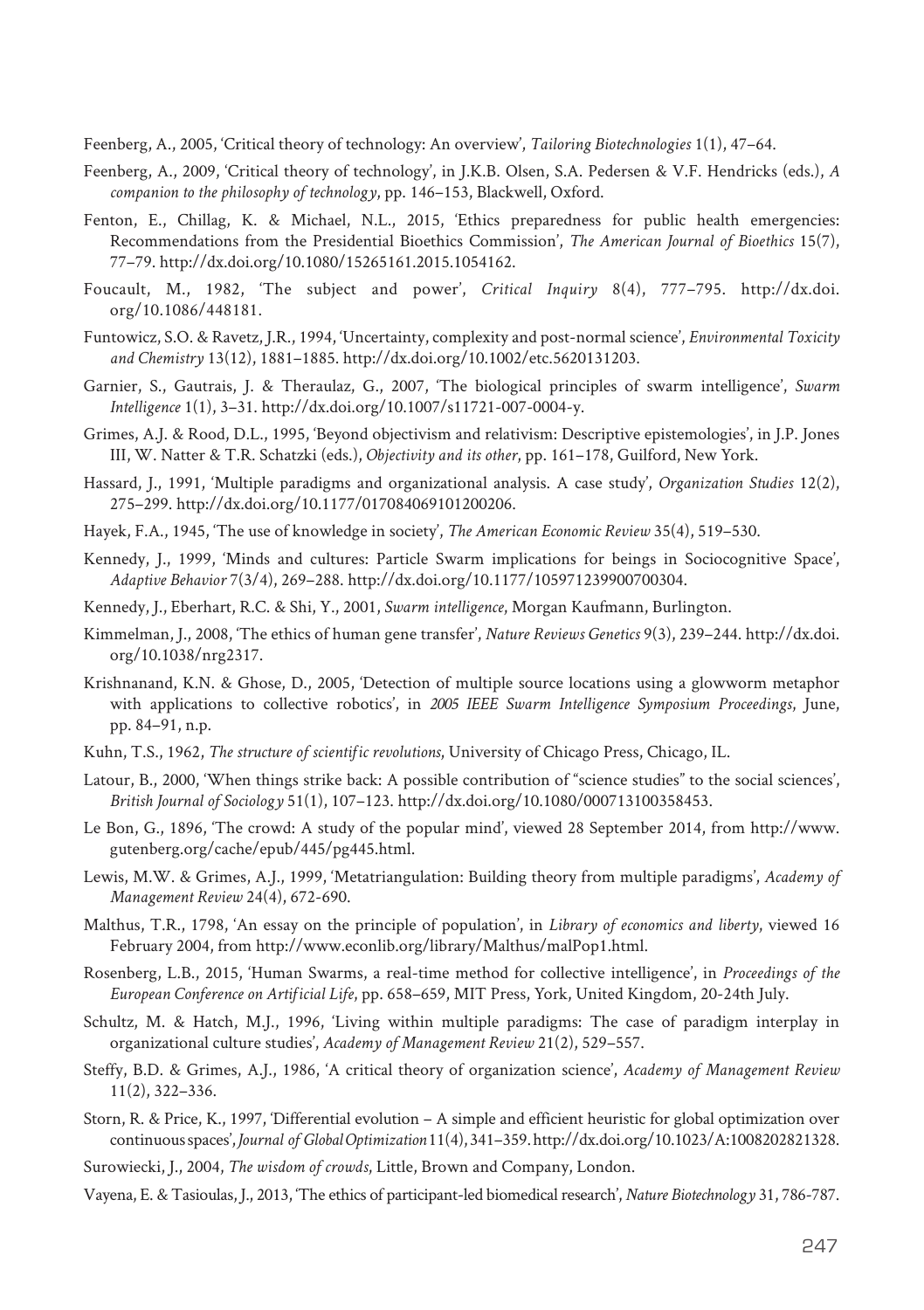Feenberg, A., 2005, 'Critical theory of technology: An overview', *Tailoring Biotechnologies* 1(1), 47–64.

Feenberg, A., 2009, 'Critical theory of technology', in J.K.B. Olsen, S.A. Pedersen & V.F. Hendricks (eds.), *A companion to the philosophy of technology*, pp. 146–153, Blackwell, Oxford.

Fenton, E., Chillag, K. & Michael, N.L., 2015, 'Ethics preparedness for public health emergencies: Recommendations from the Presidential Bioethics Commission', *The American Journal of Bioethics* 15(7), 77–79. http://dx.doi.org/10.1080/15265161.2015.1054162.

Foucault, M., 1982, 'The subject and power', *Critical Inquiry* 8(4), 777–795. http://dx.doi.org/10.1086/448181.

Funtowicz, S.O. & Ravetz, J.R., 1994, 'Uncertainty, complexity and post-normal science', *Environmental Toxicity and Chemistry* 13(12), 1881–1885. http://dx.doi.org/10.1002/etc.5620131203.

Garnier, S., Gautrais, J. & Theraulaz, G., 2007, 'The biological principles of swarm intelligence', *Swarm Intelligence* 1(1), 3–31. http://dx.doi.org/10.1007/s11721-007-0004-y.

Grimes, A.J. & Rood, D.L., 1995, 'Beyond objectivism and relativism: Descriptive epistemologies', in J.P. Jones III, W. Natter & T.R. Schatzki (eds.), *Objectivity and its other*, pp. 161–178, Guilford, New York.

Hassard, J., 1991, 'Multiple paradigms and organizational analysis. A case study', *Organization Studies* 12(2), 275–299. http://dx.doi.org/10.1177/017084069101200206.

Hayek, F.A., 1945, 'The use of knowledge in society', *The American Economic Review* 35(4), 519–530.

Kennedy, J., 1999, 'Minds and cultures: Particle Swarm implications for beings in Sociocognitive Space', *Adaptive Behavior* 7(3/4), 269–288. http://dx.doi.org/10.1177/105971239900700304.

Kennedy, J., Eberhart, R.C. & Shi, Y., 2001, *Swarm intelligence*, Morgan Kaufmann, Burlington.

Kimmelman, J., 2008, 'The ethics of human gene transfer', *Nature Reviews Genetics* 9(3), 239–244. http://dx.doi.org/10.1038/nrg2317.

Krishnanand, K.N. & Ghose, D., 2005, 'Detection of multiple source locations using a glowworm metaphor with applications to collective robotics', in *2005 IEEE Swarm Intelligence Symposium Proceedings*, June, pp. 84–91, n.p.

Kuhn, T.S., 1962, *The structure of scientific revolutions*, University of Chicago Press, Chicago, IL.

Latour, B., 2000, 'When things strike back: A possible contribution of "science studies" to the social sciences', *British Journal of Sociology* 51(1), 107–123. http://dx.doi.org/10.1080/000713100358453.

Le Bon, G., 1896, 'The crowd: A study of the popular mind', viewed 28 September 2014, from http://www.gutenberg.org/cache/epub/445/pg445.html.

Lewis, M.W. & Grimes, A.J., 1999, 'Metatriangulation: Building theory from multiple paradigms', *Academy of Management Review* 24(4), 672-690.

Malthus, T.R., 1798, 'An essay on the principle of population', in *Library of economics and liberty*, viewed 16 February 2004, from http://www.econlib.org/library/Malthus/malPop1.html.

Rosenberg, L.B., 2015, 'Human Swarms, a real-time method for collective intelligence', in *Proceedings of the European Conference on Artificial Life*, pp. 658–659, MIT Press, York, United Kingdom, 20-24th July.

Schultz, M. & Hatch, M.J., 1996, 'Living within multiple paradigms: The case of paradigm interplay in organizational culture studies', *Academy of Management Review* 21(2), 529–557.

Steffy, B.D. & Grimes, A.J., 1986, 'A critical theory of organization science', *Academy of Management Review* 11(2), 322–336.

Storn, R. & Price, K., 1997, 'Differential evolution – A simple and efficient heuristic for global optimization over continuous spaces', *Journal of Global Optimization* 11(4), 341–359. http://dx.doi.org/10.1023/A:1008202821328.

Surowiecki, J., 2004, *The wisdom of crowds*, Little, Brown and Company, London.

Vayena, E. & Tasioulas, J., 2013, 'The ethics of participant-led biomedical research', *Nature Biotechnology* 31, 786-787.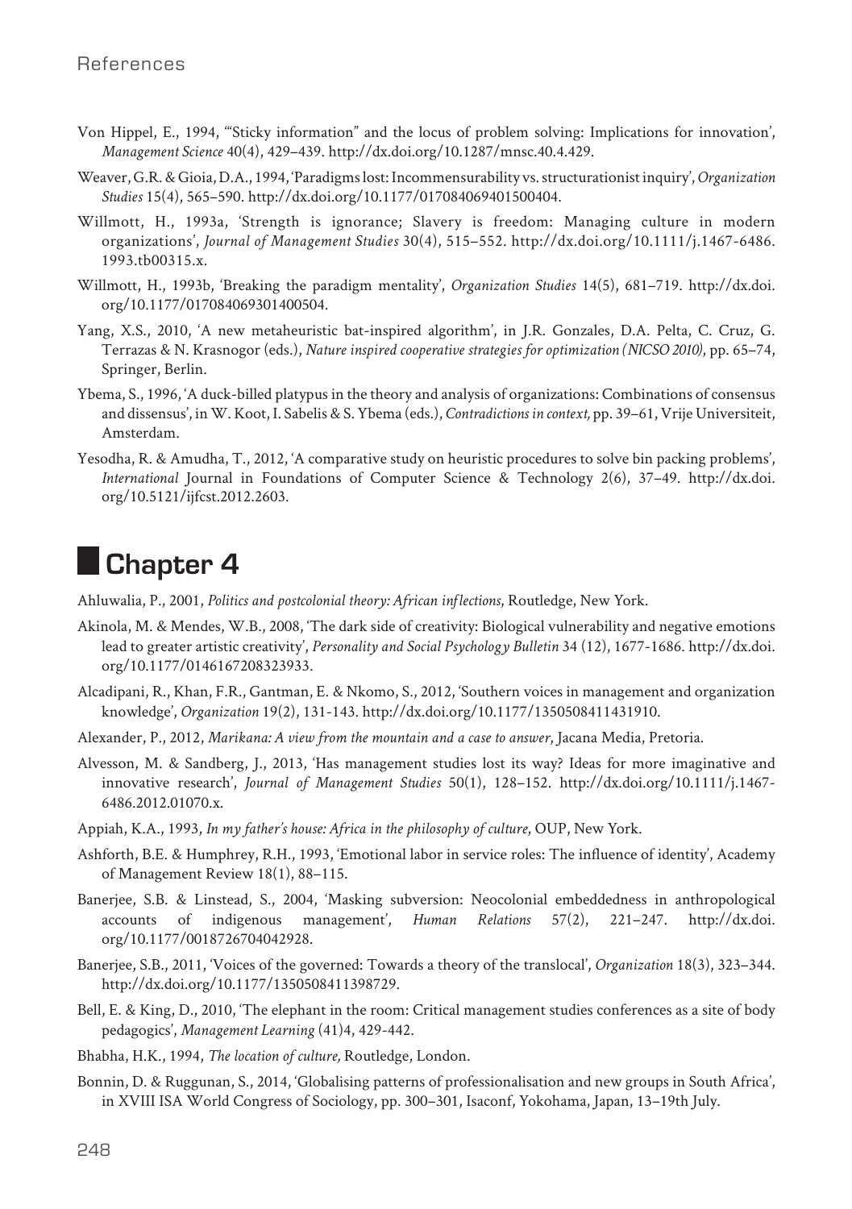Von Hippel, E., 1994, '"Sticky information" and the locus of problem solving: Implications for innovation', *Management Science* 40(4), 429–439. http://dx.doi.org/10.1287/mnsc.40.4.429.

Weaver, G.R. & Gioia, D.A., 1994, 'Paradigms lost: Incommensurability vs. structurationist inquiry', *Organization Studies* 15(4), 565–590. http://dx.doi.org/10.1177/017084069401500404.

Willmott, H., 1993a, 'Strength is ignorance; Slavery is freedom: Managing culture in modern organizations', *Journal of Management Studies* 30(4), 515–552. http://dx.doi.org/10.1111/j.1467-6486.1993.tb00315.x.

Willmott, H., 1993b, 'Breaking the paradigm mentality', *Organization Studies* 14(5), 681–719. http://dx.doi.org/10.1177/017084069301400504.

Yang, X.S., 2010, 'A new metaheuristic bat-inspired algorithm', in J.R. Gonzales, D.A. Pelta, C. Cruz, G. Terrazas & N. Krasnogor (eds.), *Nature inspired cooperative strategies for optimization (NICSO 2010)*, pp. 65–74, Springer, Berlin.

Ybema, S., 1996, 'A duck-billed platypus in the theory and analysis of organizations: Combinations of consensus and dissensus', in W. Koot, I. Sabelis & S. Ybema (eds.), *Contradictions in context,* pp. 39–61, Vrije Universiteit, Amsterdam.

Yesodha, R. & Amudha, T., 2012, 'A comparative study on heuristic procedures to solve bin packing problems', *International* Journal in Foundations of Computer Science & Technology 2(6), 37–49. http://dx.doi.org/10.5121/ijfcst.2012.2603.

## Chapter 4

Ahluwalia, P., 2001, *Politics and postcolonial theory: African inflections*, Routledge, New York.

Akinola, M. & Mendes, W.B., 2008, 'The dark side of creativity: Biological vulnerability and negative emotions lead to greater artistic creativity', *Personality and Social Psychology Bulletin* 34 (12), 1677-1686. http://dx.doi.org/10.1177/0146167208323933.

Alcadipani, R., Khan, F.R., Gantman, E. & Nkomo, S., 2012, 'Southern voices in management and organization knowledge', *Organization* 19(2), 131-143. http://dx.doi.org/10.1177/1350508411431910.

Alexander, P., 2012, *Marikana: A view from the mountain and a case to answer*, Jacana Media, Pretoria.

Alvesson, M. & Sandberg, J., 2013, 'Has management studies lost its way? Ideas for more imaginative and innovative research', *Journal of Management Studies* 50(1), 128–152. http://dx.doi.org/10.1111/j.1467-6486.2012.01070.x.

Appiah, K.A., 1993, *In my father's house: Africa in the philosophy of culture*, OUP, New York.

Ashforth, B.E. & Humphrey, R.H., 1993, 'Emotional labor in service roles: The influence of identity', Academy of Management Review 18(1), 88–115.

Banerjee, S.B. & Linstead, S., 2004, 'Masking subversion: Neocolonial embeddedness in anthropological accounts of indigenous management', *Human Relations* 57(2), 221–247. http://dx.doi.org/10.1177/0018726704042928.

Banerjee, S.B., 2011, 'Voices of the governed: Towards a theory of the translocal', *Organization* 18(3), 323–344. http://dx.doi.org/10.1177/1350508411398729.

Bell, E. & King, D., 2010, 'The elephant in the room: Critical management studies conferences as a site of body pedagogics', *Management Learning* (41)4, 429-442.

Bhabha, H.K., 1994, *The location of culture,* Routledge, London.

Bonnin, D. & Ruggunan, S., 2014, 'Globalising patterns of professionalisation and new groups in South Africa', in XVIII ISA World Congress of Sociology, pp. 300–301, Isaconf, Yokohama, Japan, 13–19th July.